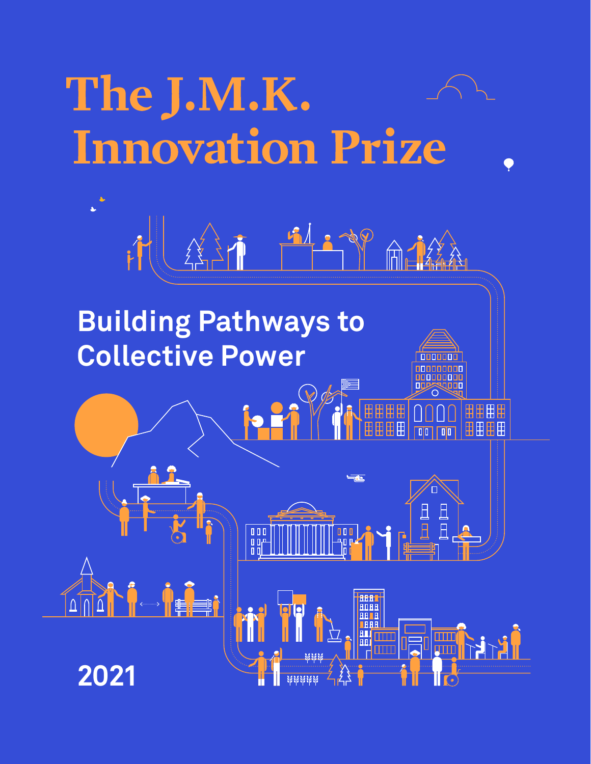# The J.M.K. Innovation Prize

## Building Pathways to Collective Power

2021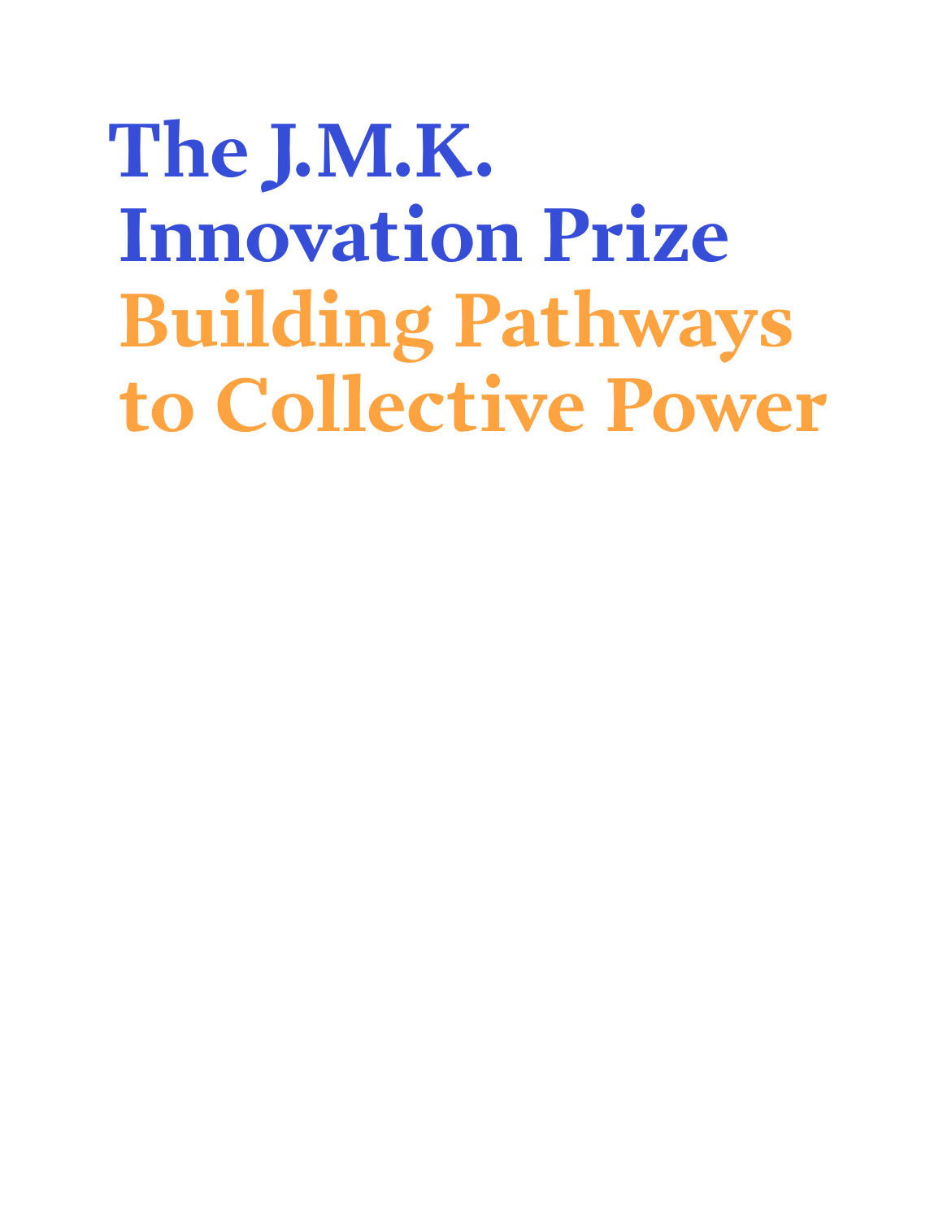# The J.M.K. Innovation Prize

## Building Pathways to Collective Power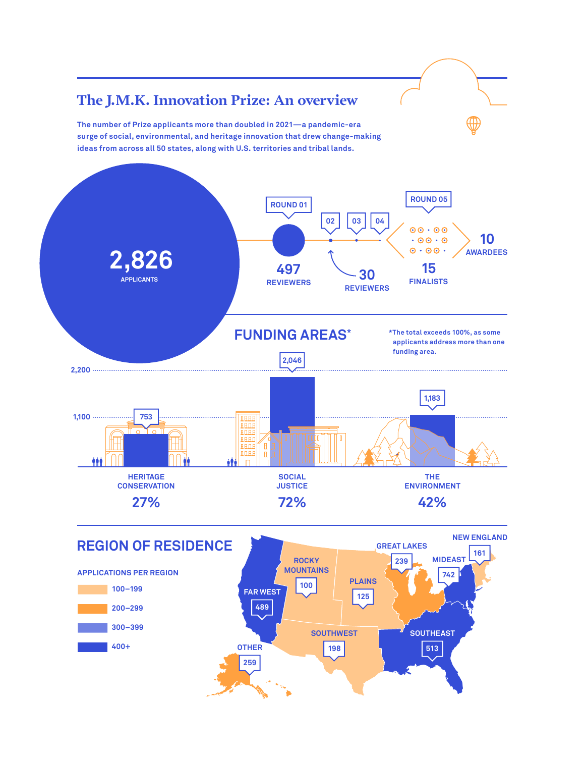# The J.M.K. Innovation Prize: An overview

The number of Prize applicants more than doubled in 2021—a pandemic-era surge of social, environmental, and heritage innovation that drew change-making ideas from across all 50 states, along with U.S. territories and tribal lands.

**2,826** APPLICANTS

ROUND 01 — **497** REVIEWERS

ROUNDS 02, 03, 04 — **30** REVIEWERS

ROUND 05 — **15** FINALISTS

**10** AWARDEES

## FUNDING AREAS*

*The total exceeds 100%, as some applicants address more than one funding area.

| Funding Area | Applicants | Percentage |
| --- | --- | --- |
| Heritage Conservation | 753 | 27% |
| Social Justice | 2,046 | 72% |
| The Environment | 1,183 | 42% |

## REGION OF RESIDENCE

APPLICATIONS PER REGION

- 100–199
- 200–299
- 300–399
- 400+

| Region | Applications |
| --- | --- |
| Far West | 489 |
| Rocky Mountains | 100 |
| Plains | 125 |
| Great Lakes | 239 |
| Mideast | 742 |
| New England | 161 |
| Southwest | 198 |
| Southeast | 513 |
| Other | 259 |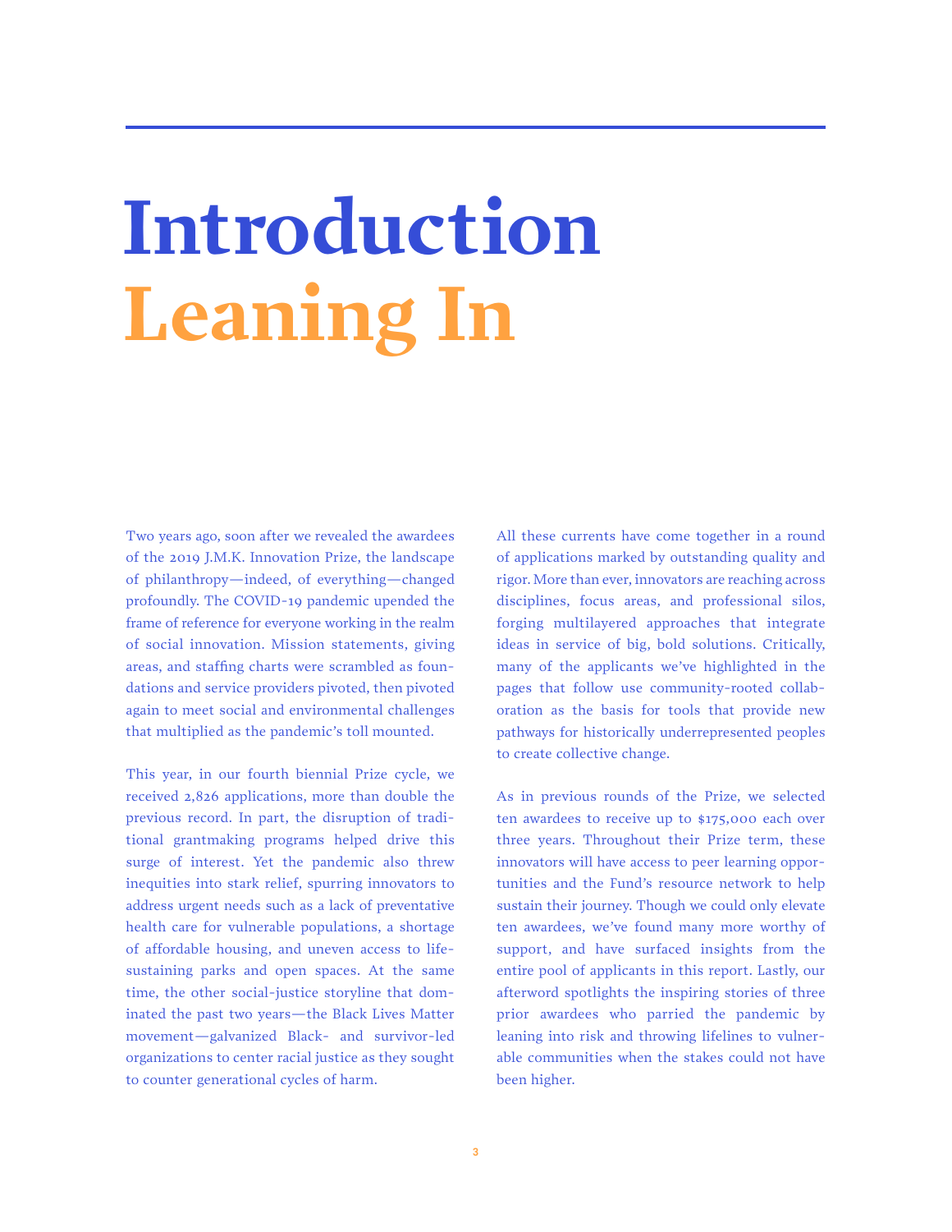# Introduction
## Leaning In

Two years ago, soon after we revealed the awardees of the 2019 J.M.K. Innovation Prize, the landscape of philanthropy—indeed, of everything—changed profoundly. The COVID-19 pandemic upended the frame of reference for everyone working in the realm of social innovation. Mission statements, giving areas, and staffing charts were scrambled as foundations and service providers pivoted, then pivoted again to meet social and environmental challenges that multiplied as the pandemic's toll mounted.

This year, in our fourth biennial Prize cycle, we received 2,826 applications, more than double the previous record. In part, the disruption of traditional grantmaking programs helped drive this surge of interest. Yet the pandemic also threw inequities into stark relief, spurring innovators to address urgent needs such as a lack of preventative health care for vulnerable populations, a shortage of affordable housing, and uneven access to life-sustaining parks and open spaces. At the same time, the other social-justice storyline that dominated the past two years—the Black Lives Matter movement—galvanized Black- and survivor-led organizations to center racial justice as they sought to counter generational cycles of harm.

All these currents have come together in a round of applications marked by outstanding quality and rigor. More than ever, innovators are reaching across disciplines, focus areas, and professional silos, forging multilayered approaches that integrate ideas in service of big, bold solutions. Critically, many of the applicants we've highlighted in the pages that follow use community-rooted collaboration as the basis for tools that provide new pathways for historically underrepresented peoples to create collective change.

As in previous rounds of the Prize, we selected ten awardees to receive up to $175,000 each over three years. Throughout their Prize term, these innovators will have access to peer learning opportunities and the Fund's resource network to help sustain their journey. Though we could only elevate ten awardees, we've found many more worthy of support, and have surfaced insights from the entire pool of applicants in this report. Lastly, our afterword spotlights the inspiring stories of three prior awardees who parried the pandemic by leaning into risk and throwing lifelines to vulnerable communities when the stakes could not have been higher.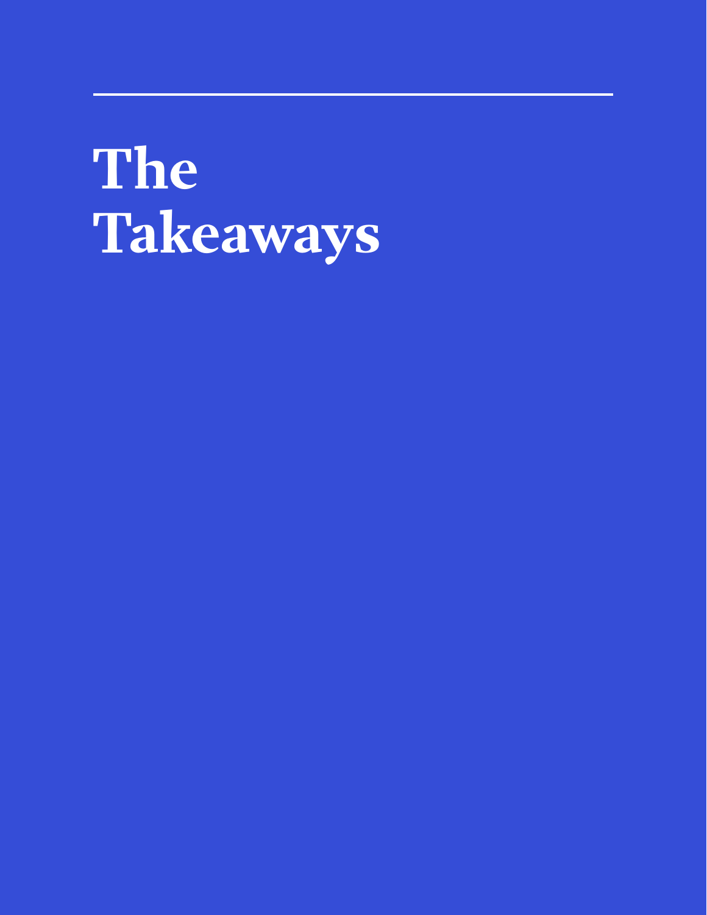# The Takeaways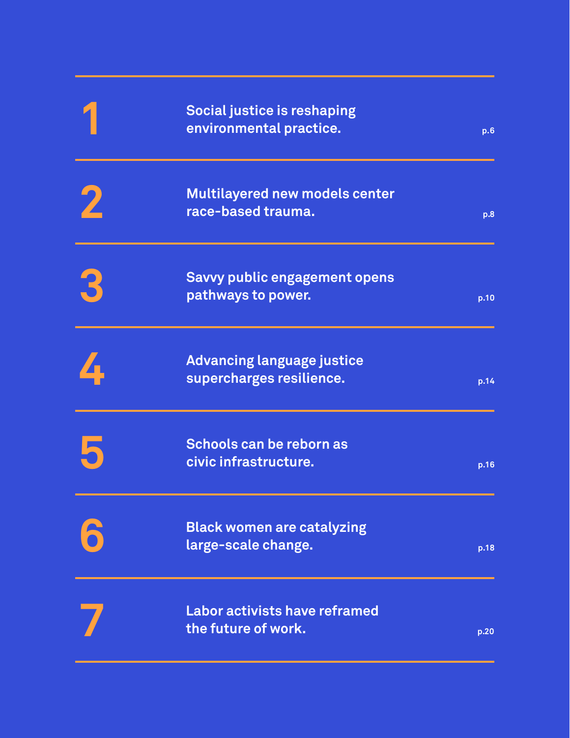| | | |
|---|---|---|
| 1 | Social justice is reshaping environmental practice. | p.6 |
| 2 | Multilayered new models center race-based trauma. | p.8 |
| 3 | Savvy public engagement opens pathways to power. | p.10 |
| 4 | Advancing language justice supercharges resilience. | p.14 |
| 5 | Schools can be reborn as civic infrastructure. | p.16 |
| 6 | Black women are catalyzing large-scale change. | p.18 |
| 7 | Labor activists have reframed the future of work. | p.20 |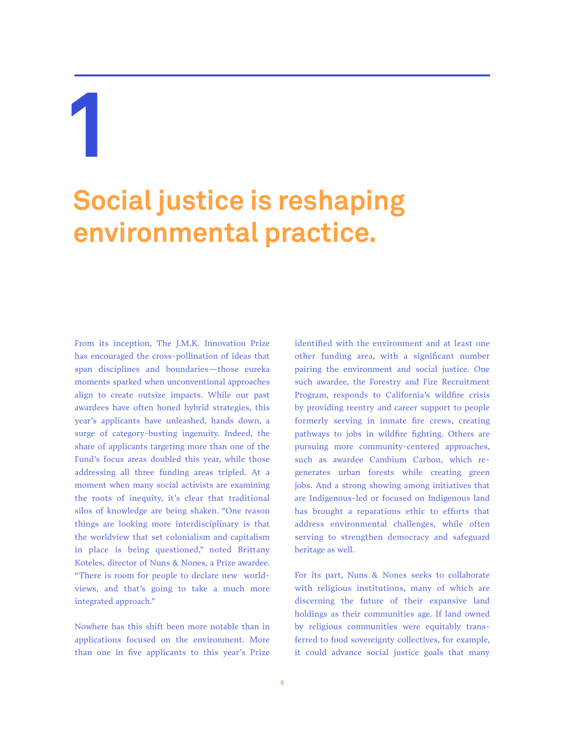# 1

## Social justice is reshaping environmental practice.

From its inception, The J.M.K. Innovation Prize has encouraged the cross-pollination of ideas that span disciplines and boundaries—those eureka moments sparked when unconventional approaches align to create outsize impacts. While our past awardees have often honed hybrid strategies, this year's applicants have unleashed, hands down, a surge of category-busting ingenuity. Indeed, the share of applicants targeting more than one of the Fund's focus areas doubled this year, while those addressing all three funding areas tripled. At a moment when many social activists are examining the roots of inequity, it's clear that traditional silos of knowledge are being shaken. "One reason things are looking more interdisciplinary is that the worldview that set colonialism and capitalism in place is being questioned," noted Brittany Koteles, director of Nuns & Nones, a Prize awardee. "There is room for people to declare new world-views, and that's going to take a much more integrated approach."

Nowhere has this shift been more notable than in applications focused on the environment. More than one in five applicants to this year's Prize identified with the environment and at least one other funding area, with a significant number pairing the environment and social justice. One such awardee, the Forestry and Fire Recruitment Program, responds to California's wildfire crisis by providing reentry and career support to people formerly serving in inmate fire crews, creating pathways to jobs in wildfire fighting. Others are pursuing more community-centered approaches, such as awardee Cambium Carbon, which re-generates urban forests while creating green jobs. And a strong showing among initiatives that are Indigenous-led or focused on Indigenous land has brought a reparations ethic to efforts that address environmental challenges, while often serving to strengthen democracy and safeguard heritage as well.

For its part, Nuns & Nones seeks to collaborate with religious institutions, many of which are discerning the future of their expansive land holdings as their communities age. If land owned by religious communities were equitably trans-ferred to food sovereignty collectives, for example, it could advance social justice goals that many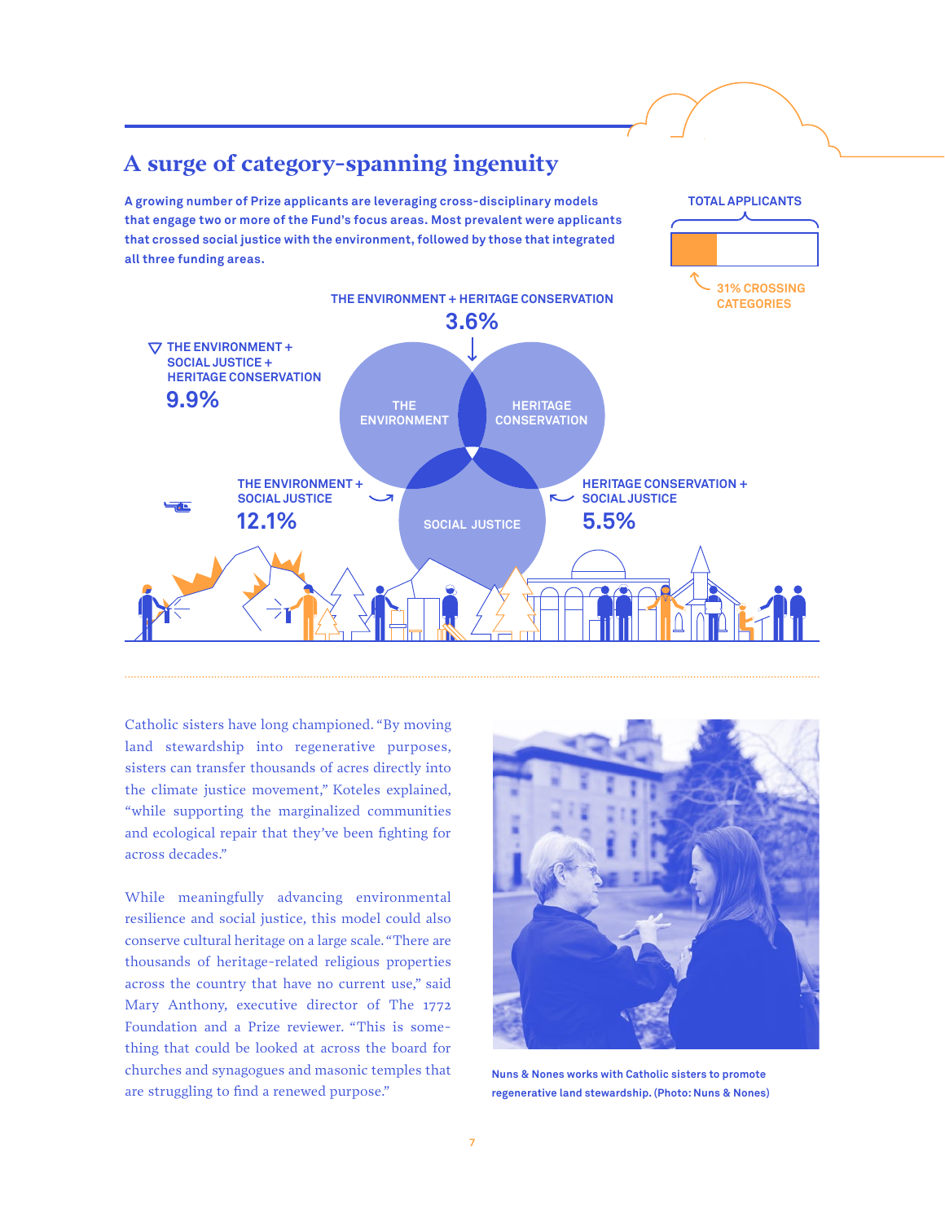## A surge of category-spanning ingenuity

**A growing number of Prize applicants are leveraging cross-disciplinary models that engage two or more of the Fund's focus areas. Most prevalent were applicants that crossed social justice with the environment, followed by those that integrated all three funding areas.**

TOTAL APPLICANTS

31% CROSSING CATEGORIES

THE ENVIRONMENT + HERITAGE CONSERVATION
3.6%

THE ENVIRONMENT + SOCIAL JUSTICE + HERITAGE CONSERVATION
9.9%

THE ENVIRONMENT + SOCIAL JUSTICE
12.1%

HERITAGE CONSERVATION + SOCIAL JUSTICE
5.5%

THE ENVIRONMENT

HERITAGE CONSERVATION

SOCIAL JUSTICE

Catholic sisters have long championed. "By moving land stewardship into regenerative purposes, sisters can transfer thousands of acres directly into the climate justice movement," Koteles explained, "while supporting the marginalized communities and ecological repair that they've been fighting for across decades."

While meaningfully advancing environmental resilience and social justice, this model could also conserve cultural heritage on a large scale. "There are thousands of heritage-related religious properties across the country that have no current use," said Mary Anthony, executive director of The 1772 Foundation and a Prize reviewer. "This is something that could be looked at across the board for churches and synagogues and masonic temples that are struggling to find a renewed purpose."

Nuns & Nones works with Catholic sisters to promote regenerative land stewardship. (Photo: Nuns & Nones)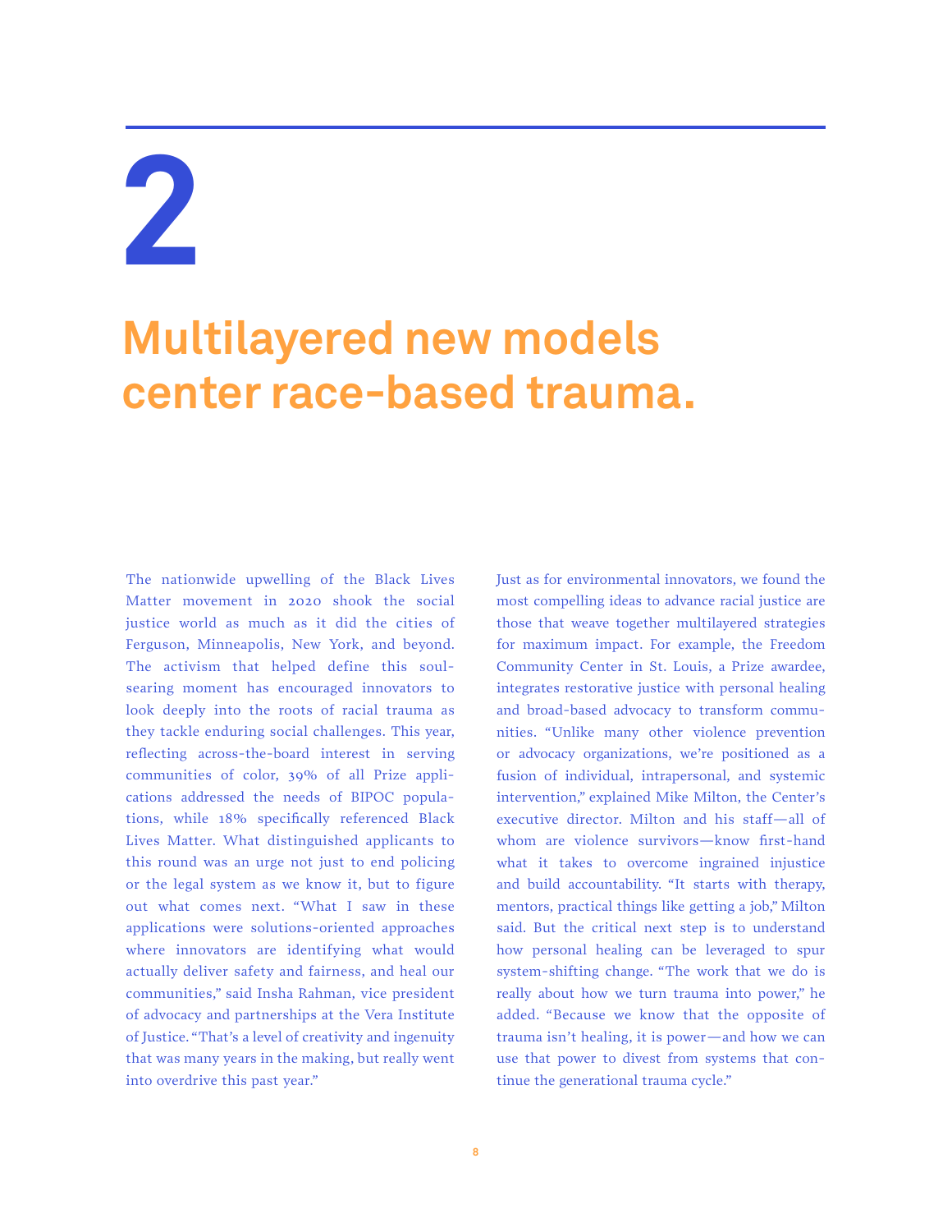# 2

# Multilayered new models center race-based trauma.

The nationwide upwelling of the Black Lives Matter movement in 2020 shook the social justice world as much as it did the cities of Ferguson, Minneapolis, New York, and beyond. The activism that helped define this soul-searing moment has encouraged innovators to look deeply into the roots of racial trauma as they tackle enduring social challenges. This year, reflecting across-the-board interest in serving communities of color, 39% of all Prize applications addressed the needs of BIPOC populations, while 18% specifically referenced Black Lives Matter. What distinguished applicants to this round was an urge not just to end policing or the legal system as we know it, but to figure out what comes next. "What I saw in these applications were solutions-oriented approaches where innovators are identifying what would actually deliver safety and fairness, and heal our communities," said Insha Rahman, vice president of advocacy and partnerships at the Vera Institute of Justice. "That's a level of creativity and ingenuity that was many years in the making, but really went into overdrive this past year."

Just as for environmental innovators, we found the most compelling ideas to advance racial justice are those that weave together multilayered strategies for maximum impact. For example, the Freedom Community Center in St. Louis, a Prize awardee, integrates restorative justice with personal healing and broad-based advocacy to transform communities. "Unlike many other violence prevention or advocacy organizations, we're positioned as a fusion of individual, intrapersonal, and systemic intervention," explained Mike Milton, the Center's executive director. Milton and his staff—all of whom are violence survivors—know first-hand what it takes to overcome ingrained injustice and build accountability. "It starts with therapy, mentors, practical things like getting a job," Milton said. But the critical next step is to understand how personal healing can be leveraged to spur system-shifting change. "The work that we do is really about how we turn trauma into power," he added. "Because we know that the opposite of trauma isn't healing, it is power—and how we can use that power to divest from systems that continue the generational trauma cycle."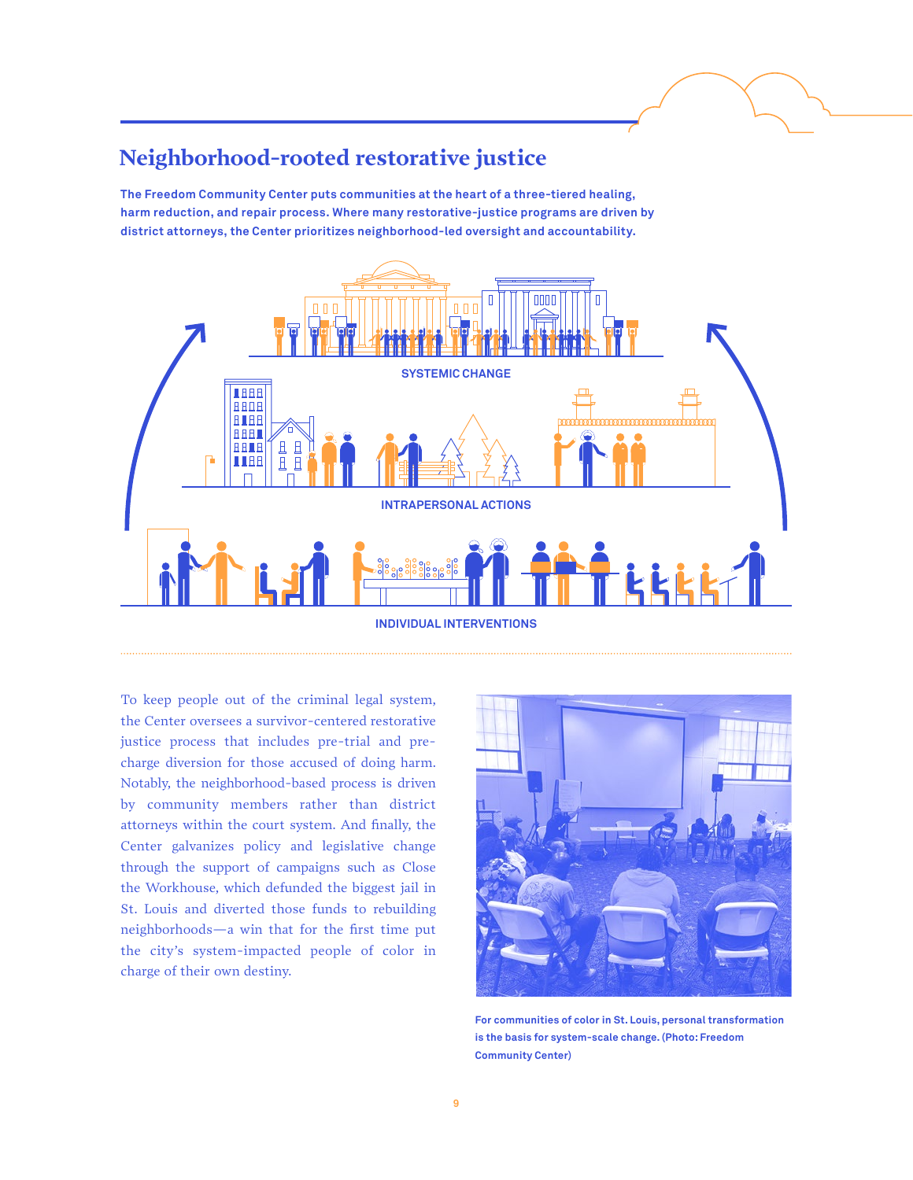## Neighborhood-rooted restorative justice

**The Freedom Community Center puts communities at the heart of a three-tiered healing, harm reduction, and repair process. Where many restorative-justice programs are driven by district attorneys, the Center prioritizes neighborhood-led oversight and accountability.**

SYSTEMIC CHANGE

INTRAPERSONAL ACTIONS

INDIVIDUAL INTERVENTIONS

To keep people out of the criminal legal system, the Center oversees a survivor-centered restorative justice process that includes pre-trial and pre-charge diversion for those accused of doing harm. Notably, the neighborhood-based process is driven by community members rather than district attorneys within the court system. And finally, the Center galvanizes policy and legislative change through the support of campaigns such as Close the Workhouse, which defunded the biggest jail in St. Louis and diverted those funds to rebuilding neighborhoods—a win that for the first time put the city's system-impacted people of color in charge of their own destiny.

For communities of color in St. Louis, personal transformation is the basis for system-scale change. (Photo: Freedom Community Center)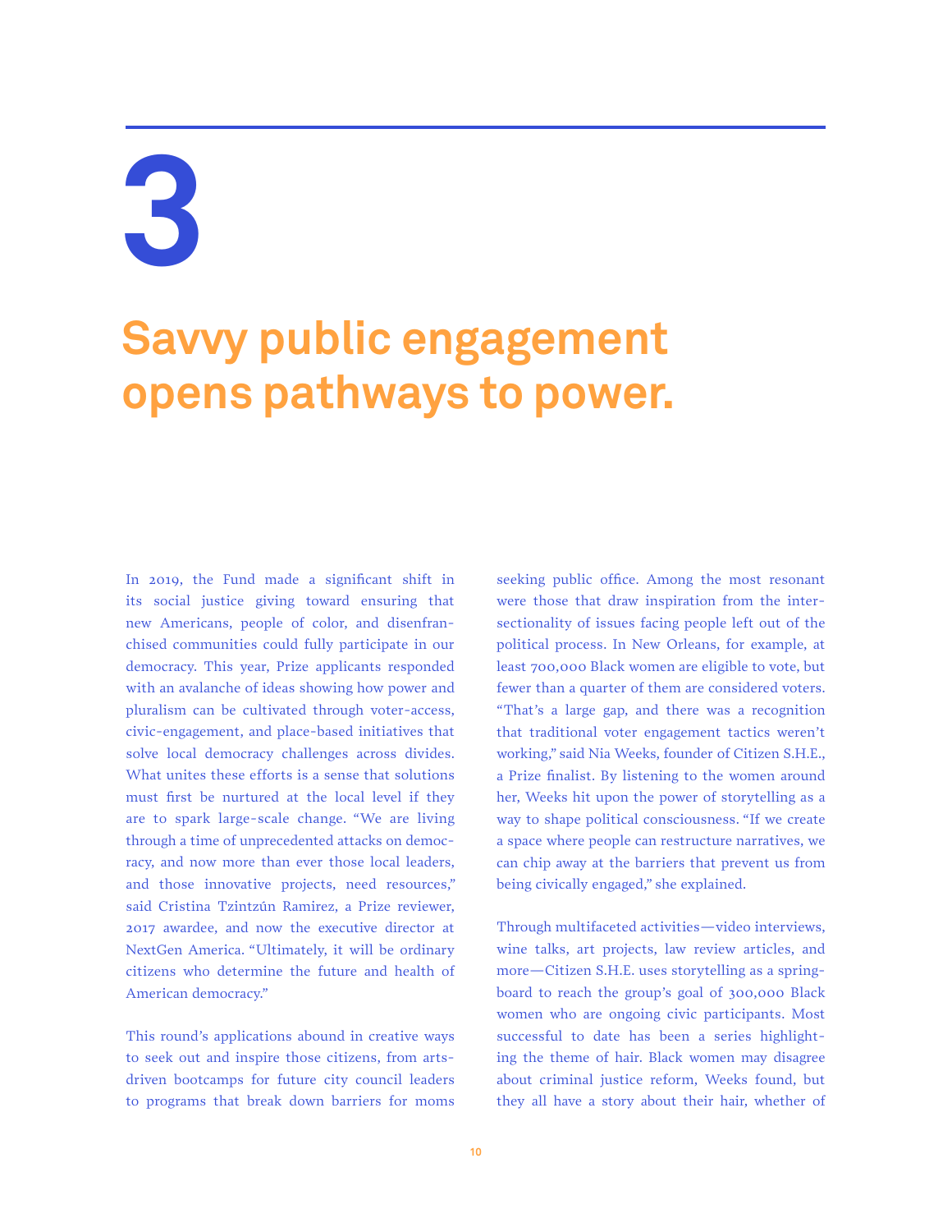# 3

## Savvy public engagement opens pathways to power.

In 2019, the Fund made a significant shift in its social justice giving toward ensuring that new Americans, people of color, and disenfranchised communities could fully participate in our democracy. This year, Prize applicants responded with an avalanche of ideas showing how power and pluralism can be cultivated through voter-access, civic-engagement, and place-based initiatives that solve local democracy challenges across divides. What unites these efforts is a sense that solutions must first be nurtured at the local level if they are to spark large-scale change. "We are living through a time of unprecedented attacks on democracy, and now more than ever those local leaders, and those innovative projects, need resources," said Cristina Tzintzún Ramirez, a Prize reviewer, 2017 awardee, and now the executive director at NextGen America. "Ultimately, it will be ordinary citizens who determine the future and health of American democracy."

This round's applications abound in creative ways to seek out and inspire those citizens, from arts-driven bootcamps for future city council leaders to programs that break down barriers for moms seeking public office. Among the most resonant were those that draw inspiration from the intersectionality of issues facing people left out of the political process. In New Orleans, for example, at least 700,000 Black women are eligible to vote, but fewer than a quarter of them are considered voters. "That's a large gap, and there was a recognition that traditional voter engagement tactics weren't working," said Nia Weeks, founder of Citizen S.H.E., a Prize finalist. By listening to the women around her, Weeks hit upon the power of storytelling as a way to shape political consciousness. "If we create a space where people can restructure narratives, we can chip away at the barriers that prevent us from being civically engaged," she explained.

Through multifaceted activities—video interviews, wine talks, art projects, law review articles, and more—Citizen S.H.E. uses storytelling as a springboard to reach the group's goal of 300,000 Black women who are ongoing civic participants. Most successful to date has been a series highlighting the theme of hair. Black women may disagree about criminal justice reform, Weeks found, but they all have a story about their hair, whether of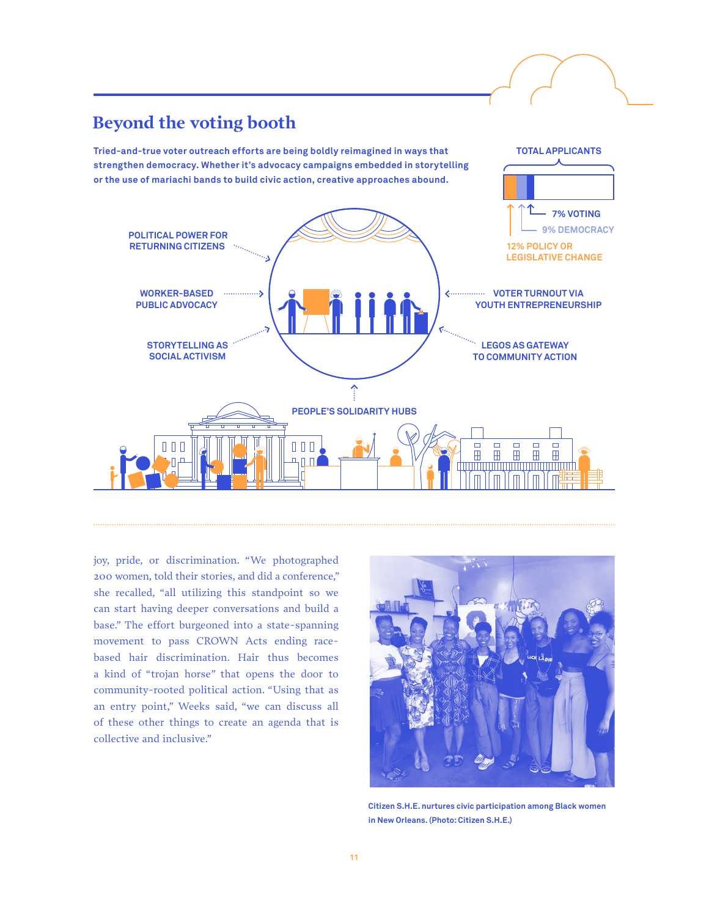## Beyond the voting booth

**Tried-and-true voter outreach efforts are being boldly reimagined in ways that strengthen democracy. Whether it's advocacy campaigns embedded in storytelling or the use of mariachi bands to build civic action, creative approaches abound.**

TOTAL APPLICANTS

7% VOTING

9% DEMOCRACY

12% POLICY OR LEGISLATIVE CHANGE

POLITICAL POWER FOR RETURNING CITIZENS

WORKER-BASED PUBLIC ADVOCACY

STORYTELLING AS SOCIAL ACTIVISM

VOTER TURNOUT VIA YOUTH ENTREPRENEURSHIP

LEGOS AS GATEWAY TO COMMUNITY ACTION

PEOPLE'S SOLIDARITY HUBS

joy, pride, or discrimination. "We photographed 200 women, told their stories, and did a conference," she recalled, "all utilizing this standpoint so we can start having deeper conversations and build a base." The effort burgeoned into a state-spanning movement to pass CROWN Acts ending race-based hair discrimination. Hair thus becomes a kind of "trojan horse" that opens the door to community-rooted political action. "Using that as an entry point," Weeks said, "we can discuss all of these other things to create an agenda that is collective and inclusive."

Citizen S.H.E. nurtures civic participation among Black women in New Orleans. (Photo: Citizen S.H.E.)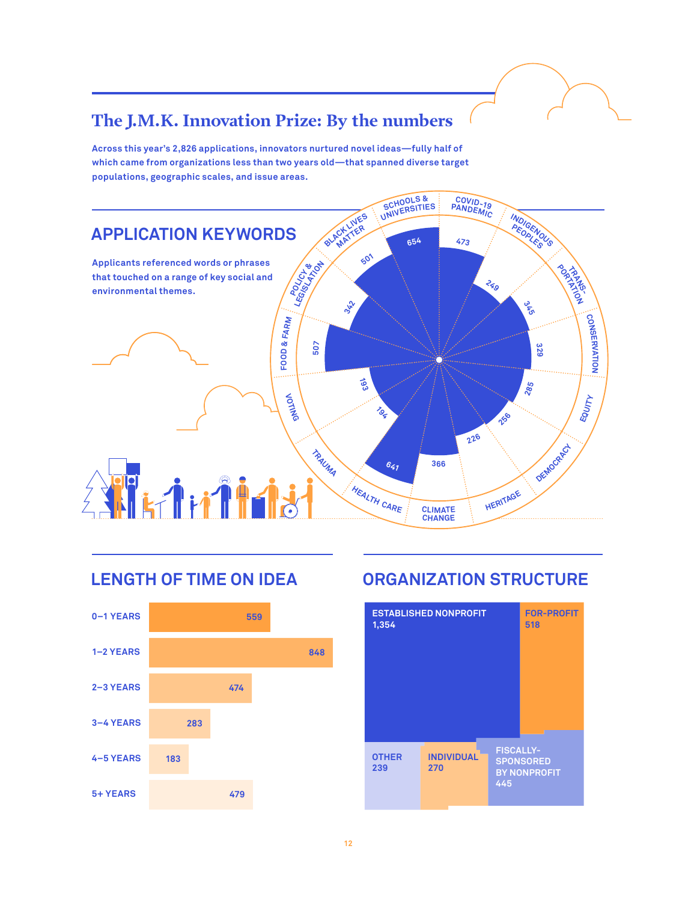# The J.M.K. Innovation Prize: By the numbers

**Across this year's 2,826 applications, innovators nurtured novel ideas—fully half of which came from organizations less than two years old—that spanned diverse target populations, geographic scales, and issue areas.**

## APPLICATION KEYWORDS

**Applicants referenced words or phrases that touched on a range of key social and environmental themes.**

| Keyword | Applications |
| --- | --- |
| Schools & Universities | 654 |
| COVID-19 Pandemic | 473 |
| Indigenous Peoples | 249 |
| Transportation | 345 |
| Conservation | 329 |
| Equity | 285 |
| Democracy | 256 |
| Heritage | 226 |
| Climate Change | 366 |
| Health Care | 641 |
| Trauma | 194 |
| Voting | 193 |
| Food & Farm | 507 |
| Policy & Legislation | 342 |
| Black Lives Matter | 501 |

## LENGTH OF TIME ON IDEA

| Length of time | Applications |
| --- | --- |
| 0–1 YEARS | 559 |
| 1–2 YEARS | 848 |
| 2–3 YEARS | 474 |
| 3–4 YEARS | 283 |
| 4–5 YEARS | 183 |
| 5+ YEARS | 479 |

## ORGANIZATION STRUCTURE

| Structure | Applications |
| --- | --- |
| ESTABLISHED NONPROFIT | 1,354 |
| FOR-PROFIT | 518 |
| OTHER | 239 |
| INDIVIDUAL | 270 |
| FISCALLY-SPONSORED BY NONPROFIT | 445 |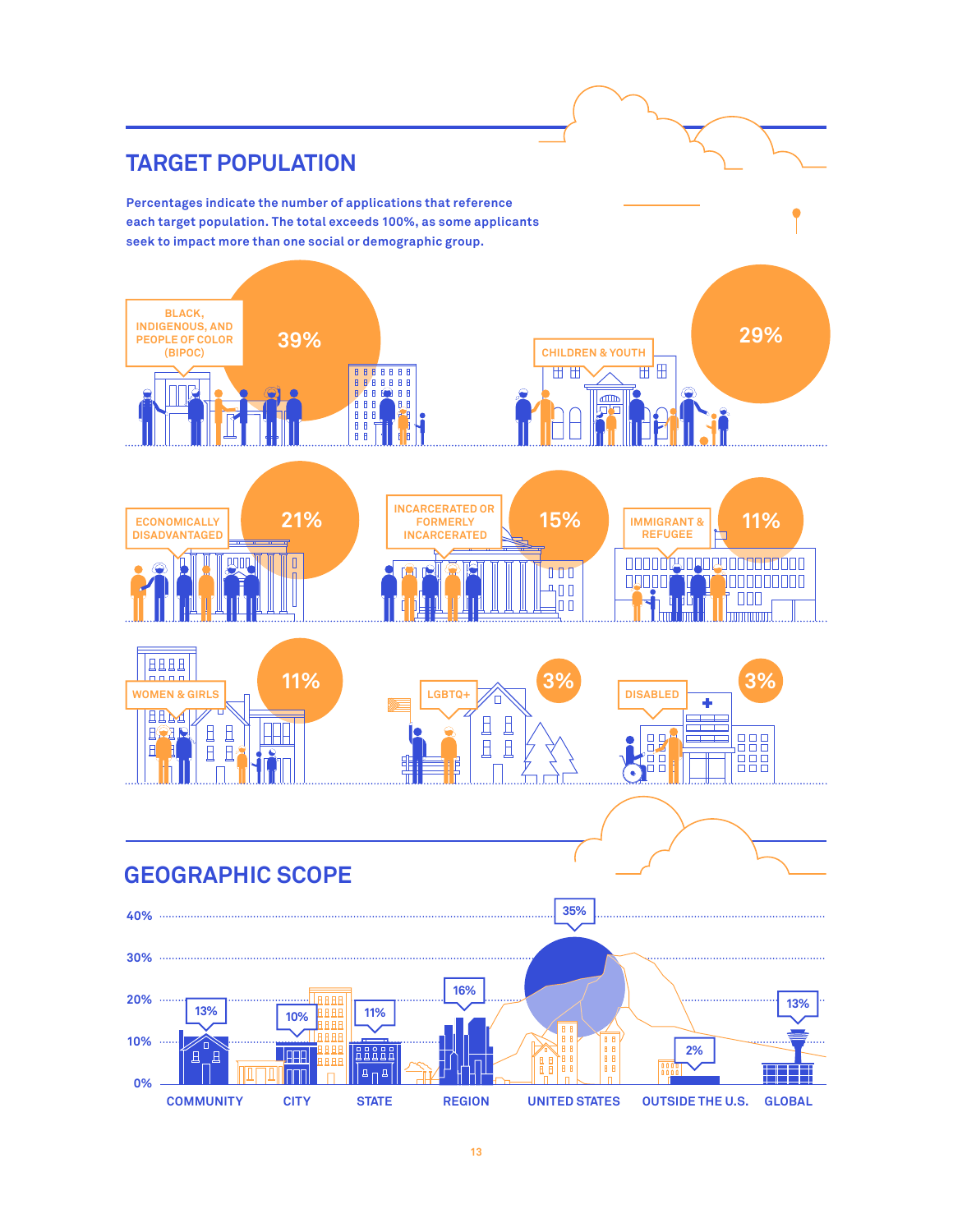## TARGET POPULATION

**Percentages indicate the number of applications that reference each target population. The total exceeds 100%, as some applicants seek to impact more than one social or demographic group.**

| Target Population | Percentage |
|---|---|
| BLACK, INDIGENOUS, AND PEOPLE OF COLOR (BIPOC) | 39% |
| CHILDREN & YOUTH | 29% |
| ECONOMICALLY DISADVANTAGED | 21% |
| INCARCERATED OR FORMERLY INCARCERATED | 15% |
| IMMIGRANT & REFUGEE | 11% |
| WOMEN & GIRLS | 11% |
| LGBTQ+ | 3% |
| DISABLED | 3% |

## GEOGRAPHIC SCOPE

| Geographic Scope | Percentage |
|---|---|
| COMMUNITY | 13% |
| CITY | 10% |
| STATE | 11% |
| REGION | 16% |
| UNITED STATES | 35% |
| OUTSIDE THE U.S. | 2% |
| GLOBAL | 13% |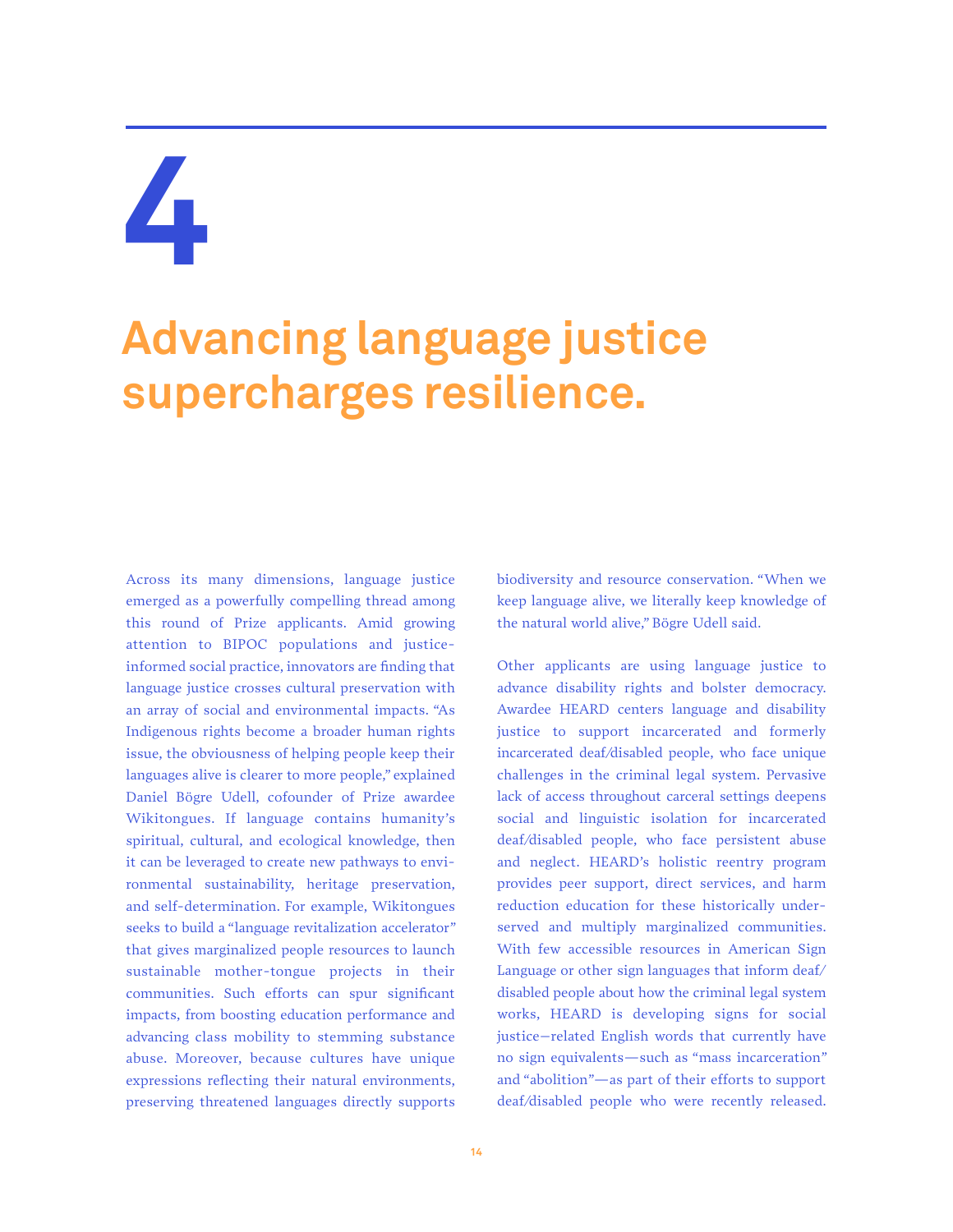# 4

## Advancing language justice supercharges resilience.

Across its many dimensions, language justice emerged as a powerfully compelling thread among this round of Prize applicants. Amid growing attention to BIPOC populations and justice-informed social practice, innovators are finding that language justice crosses cultural preservation with an array of social and environmental impacts. "As Indigenous rights become a broader human rights issue, the obviousness of helping people keep their languages alive is clearer to more people," explained Daniel Bögre Udell, cofounder of Prize awardee Wikitongues. If language contains humanity's spiritual, cultural, and ecological knowledge, then it can be leveraged to create new pathways to environmental sustainability, heritage preservation, and self-determination. For example, Wikitongues seeks to build a "language revitalization accelerator" that gives marginalized people resources to launch sustainable mother-tongue projects in their communities. Such efforts can spur significant impacts, from boosting education performance and advancing class mobility to stemming substance abuse. Moreover, because cultures have unique expressions reflecting their natural environments, preserving threatened languages directly supports biodiversity and resource conservation. "When we keep language alive, we literally keep knowledge of the natural world alive," Bögre Udell said.

Other applicants are using language justice to advance disability rights and bolster democracy. Awardee HEARD centers language and disability justice to support incarcerated and formerly incarcerated deaf/disabled people, who face unique challenges in the criminal legal system. Pervasive lack of access throughout carceral settings deepens social and linguistic isolation for incarcerated deaf/disabled people, who face persistent abuse and neglect. HEARD's holistic reentry program provides peer support, direct services, and harm reduction education for these historically underserved and multiply marginalized communities. With few accessible resources in American Sign Language or other sign languages that inform deaf/disabled people about how the criminal legal system works, HEARD is developing signs for social justice–related English words that currently have no sign equivalents—such as "mass incarceration" and "abolition"—as part of their efforts to support deaf/disabled people who were recently released.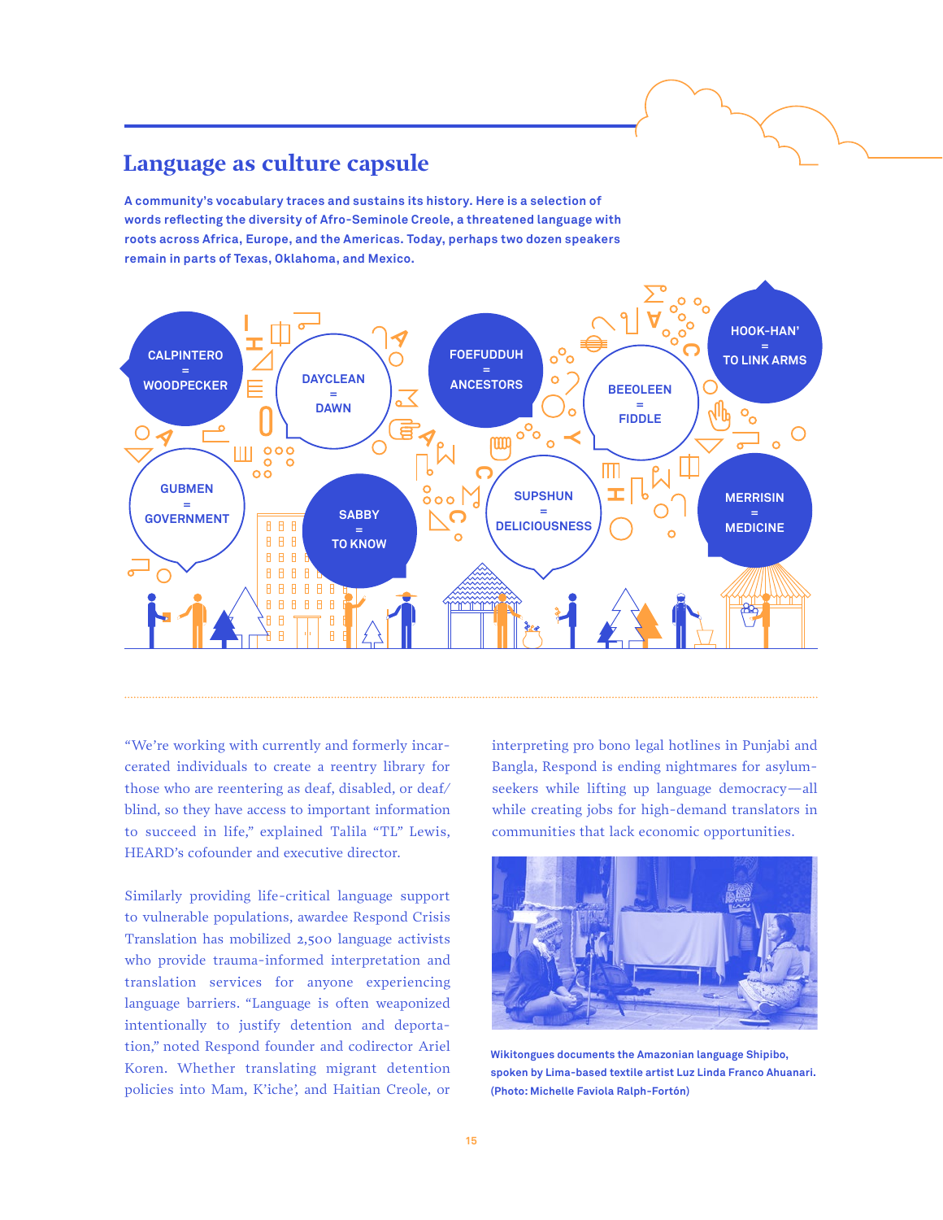## Language as culture capsule

**A community's vocabulary traces and sustains its history. Here is a selection of words reflecting the diversity of Afro-Seminole Creole, a threatened language with roots across Africa, Europe, and the Americas. Today, perhaps two dozen speakers remain in parts of Texas, Oklahoma, and Mexico.**

- CALPINTERO = WOODPECKER
- DAYCLEAN = DAWN
- FOEFUDDUH = ANCESTORS
- BEEOLEEN = FIDDLE
- HOOK-HAN' = TO LINK ARMS
- GUBMEN = GOVERNMENT
- SABBY = TO KNOW
- SUPSHUN = DELICIOUSNESS
- MERRISIN = MEDICINE

"We're working with currently and formerly incarcerated individuals to create a reentry library for those who are reentering as deaf, disabled, or deaf/blind, so they have access to important information to succeed in life," explained Talila "TL" Lewis, HEARD's cofounder and executive director.

Similarly providing life-critical language support to vulnerable populations, awardee Respond Crisis Translation has mobilized 2,500 language activists who provide trauma-informed interpretation and translation services for anyone experiencing language barriers. "Language is often weaponized intentionally to justify detention and deportation," noted Respond founder and codirector Ariel Koren. Whether translating migrant detention policies into Mam, K'iche', and Haitian Creole, or interpreting pro bono legal hotlines in Punjabi and Bangla, Respond is ending nightmares for asylum-seekers while lifting up language democracy—all while creating jobs for high-demand translators in communities that lack economic opportunities.

**Wikitongues documents the Amazonian language Shipibo, spoken by Lima-based textile artist Luz Linda Franco Ahuanari. (Photo: Michelle Faviola Ralph-Fortón)**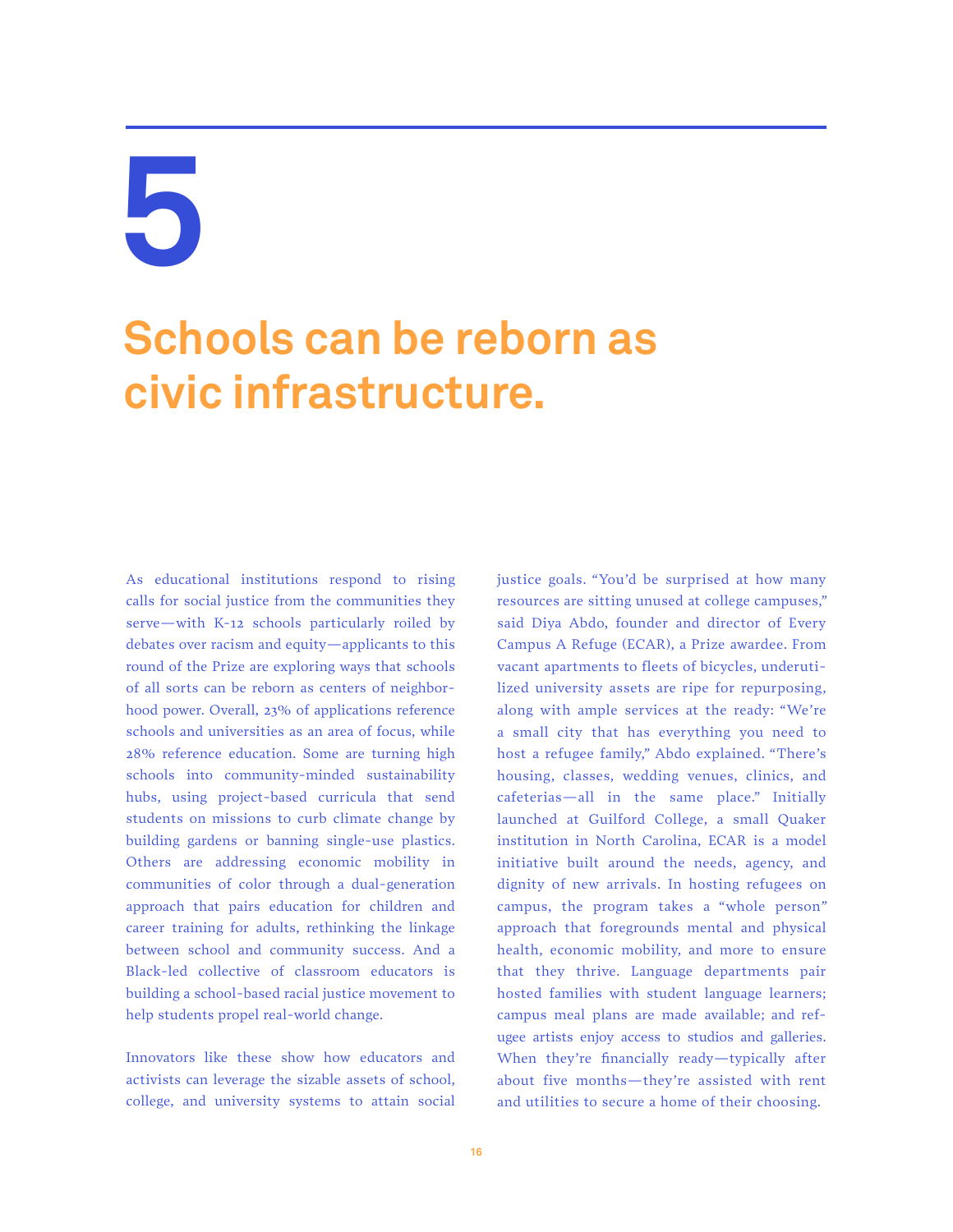# 5

## Schools can be reborn as civic infrastructure.

As educational institutions respond to rising calls for social justice from the communities they serve—with K-12 schools particularly roiled by debates over racism and equity—applicants to this round of the Prize are exploring ways that schools of all sorts can be reborn as centers of neighborhood power. Overall, 23% of applications reference schools and universities as an area of focus, while 28% reference education. Some are turning high schools into community-minded sustainability hubs, using project-based curricula that send students on missions to curb climate change by building gardens or banning single-use plastics. Others are addressing economic mobility in communities of color through a dual-generation approach that pairs education for children and career training for adults, rethinking the linkage between school and community success. And a Black-led collective of classroom educators is building a school-based racial justice movement to help students propel real-world change.

Innovators like these show how educators and activists can leverage the sizable assets of school, college, and university systems to attain social justice goals. "You'd be surprised at how many resources are sitting unused at college campuses," said Diya Abdo, founder and director of Every Campus A Refuge (ECAR), a Prize awardee. From vacant apartments to fleets of bicycles, underutilized university assets are ripe for repurposing, along with ample services at the ready: "We're a small city that has everything you need to host a refugee family," Abdo explained. "There's housing, classes, wedding venues, clinics, and cafeterias—all in the same place." Initially launched at Guilford College, a small Quaker institution in North Carolina, ECAR is a model initiative built around the needs, agency, and dignity of new arrivals. In hosting refugees on campus, the program takes a "whole person" approach that foregrounds mental and physical health, economic mobility, and more to ensure that they thrive. Language departments pair hosted families with student language learners; campus meal plans are made available; and refugee artists enjoy access to studios and galleries. When they're financially ready—typically after about five months—they're assisted with rent and utilities to secure a home of their choosing.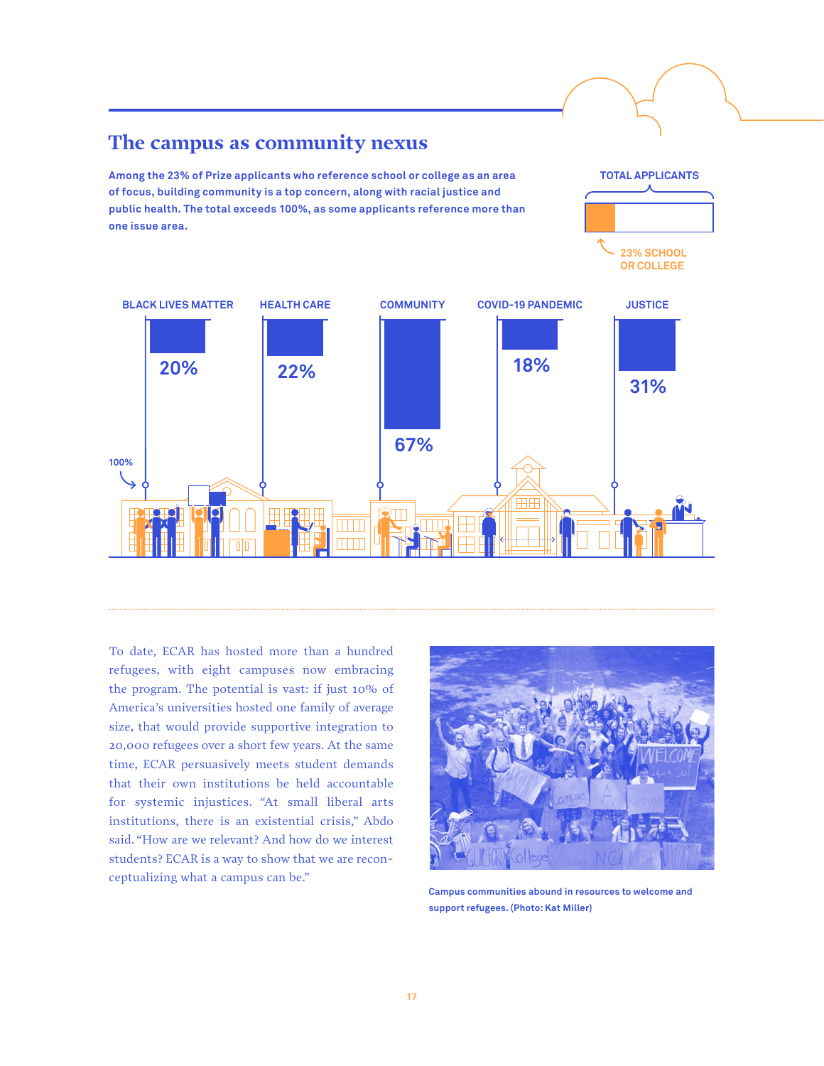## The campus as community nexus

**Among the 23% of Prize applicants who reference school or college as an area of focus, building community is a top concern, along with racial justice and public health. The total exceeds 100%, as some applicants reference more than one issue area.**

TOTAL APPLICANTS

23% SCHOOL OR COLLEGE

| Issue area | Percentage |
|---|---|
| BLACK LIVES MATTER | 20% |
| HEALTH CARE | 22% |
| COMMUNITY | 67% |
| COVID-19 PANDEMIC | 18% |
| JUSTICE | 31% |

100%

To date, ECAR has hosted more than a hundred refugees, with eight campuses now embracing the program. The potential is vast: if just 10% of America's universities hosted one family of average size, that would provide supportive integration to 20,000 refugees over a short few years. At the same time, ECAR persuasively meets student demands that their own institutions be held accountable for systemic injustices. "At small liberal arts institutions, there is an existential crisis," Abdo said. "How are we relevant? And how do we interest students? ECAR is a way to show that we are reconceptualizing what a campus can be."

Campus communities abound in resources to welcome and support refugees. (Photo: Kat Miller)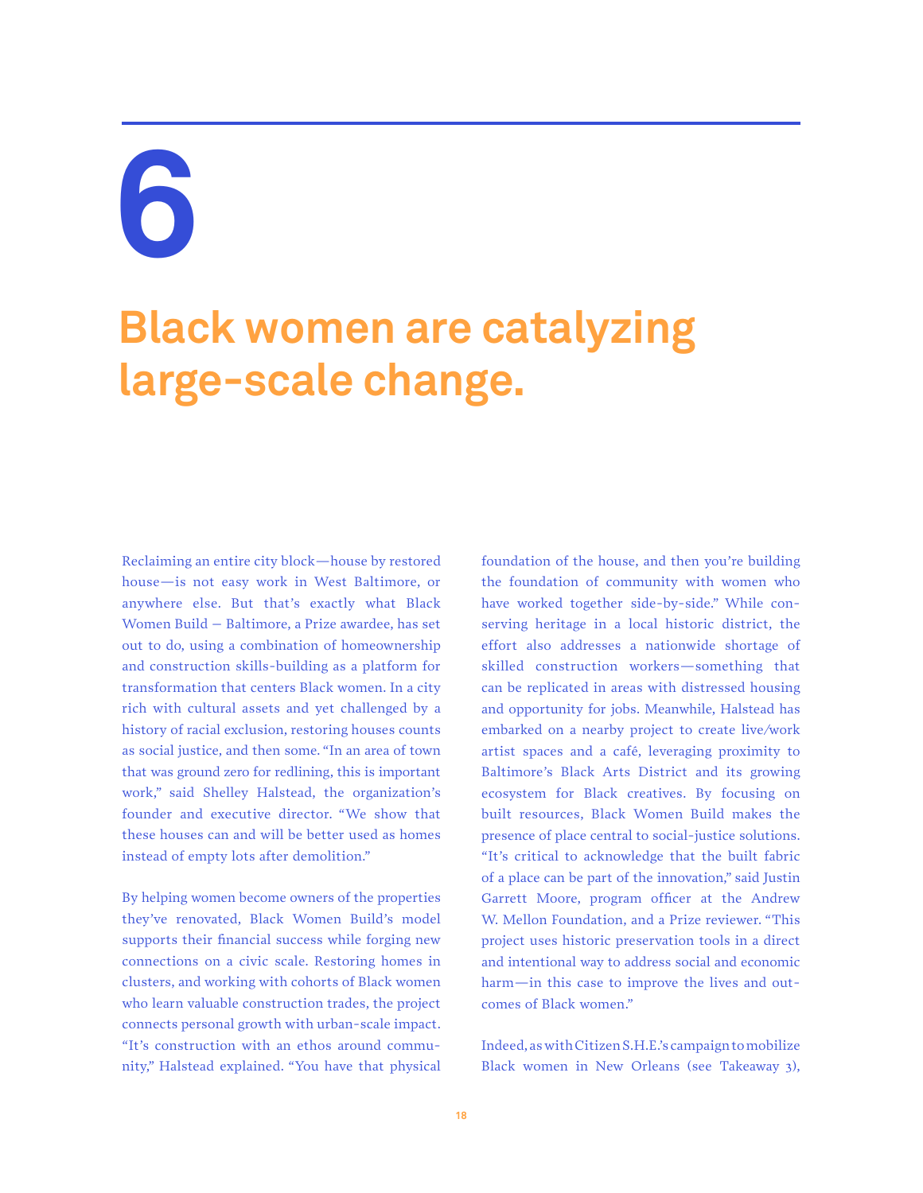# 6

## Black women are catalyzing large-scale change.

Reclaiming an entire city block—house by restored house—is not easy work in West Baltimore, or anywhere else. But that's exactly what Black Women Build – Baltimore, a Prize awardee, has set out to do, using a combination of homeownership and construction skills-building as a platform for transformation that centers Black women. In a city rich with cultural assets and yet challenged by a history of racial exclusion, restoring houses counts as social justice, and then some. "In an area of town that was ground zero for redlining, this is important work," said Shelley Halstead, the organization's founder and executive director. "We show that these houses can and will be better used as homes instead of empty lots after demolition."

By helping women become owners of the properties they've renovated, Black Women Build's model supports their financial success while forging new connections on a civic scale. Restoring homes in clusters, and working with cohorts of Black women who learn valuable construction trades, the project connects personal growth with urban-scale impact. "It's construction with an ethos around community," Halstead explained. "You have that physical foundation of the house, and then you're building the foundation of community with women who have worked together side-by-side." While conserving heritage in a local historic district, the effort also addresses a nationwide shortage of skilled construction workers—something that can be replicated in areas with distressed housing and opportunity for jobs. Meanwhile, Halstead has embarked on a nearby project to create live/work artist spaces and a café, leveraging proximity to Baltimore's Black Arts District and its growing ecosystem for Black creatives. By focusing on built resources, Black Women Build makes the presence of place central to social-justice solutions. "It's critical to acknowledge that the built fabric of a place can be part of the innovation," said Justin Garrett Moore, program officer at the Andrew W. Mellon Foundation, and a Prize reviewer. "This project uses historic preservation tools in a direct and intentional way to address social and economic harm—in this case to improve the lives and outcomes of Black women."

Indeed, as with Citizen S.H.E.'s campaign to mobilize Black women in New Orleans (see Takeaway 3),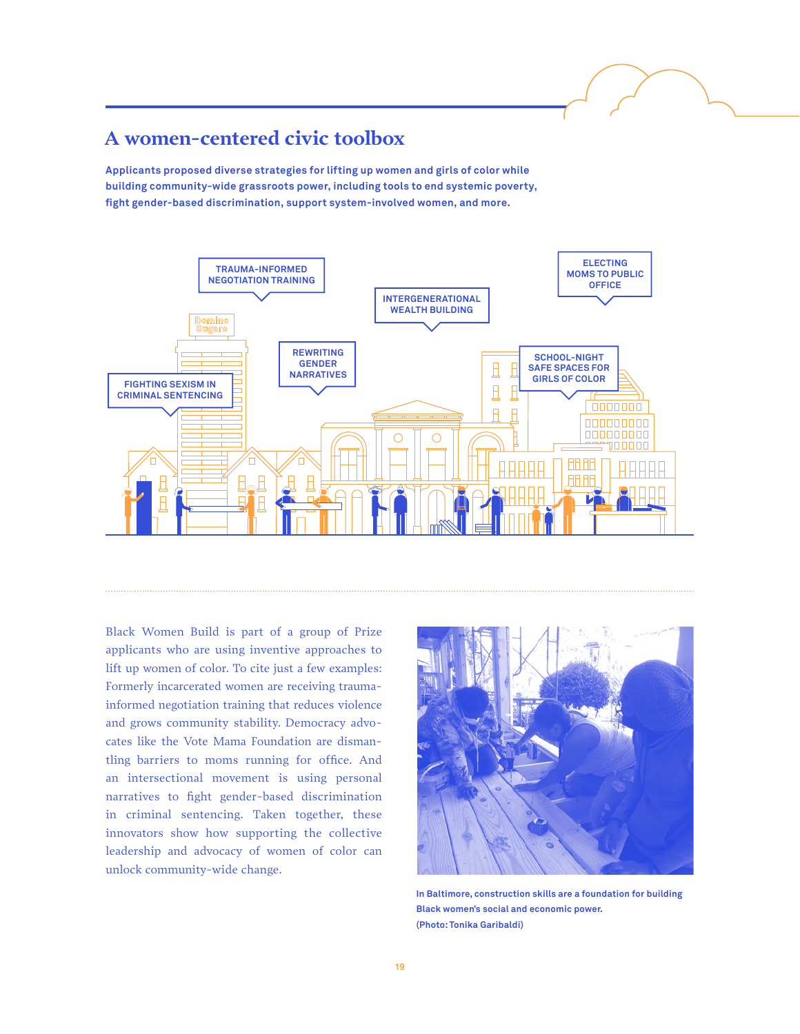## A women-centered civic toolbox

**Applicants proposed diverse strategies for lifting up women and girls of color while building community-wide grassroots power, including tools to end systemic poverty, fight gender-based discrimination, support system-involved women, and more.**

TRAUMA-INFORMED NEGOTIATION TRAINING

INTERGENERATIONAL WEALTH BUILDING

ELECTING MOMS TO PUBLIC OFFICE

REWRITING GENDER NARRATIVES

SCHOOL-NIGHT SAFE SPACES FOR GIRLS OF COLOR

FIGHTING SEXISM IN CRIMINAL SENTENCING

Black Women Build is part of a group of Prize applicants who are using inventive approaches to lift up women of color. To cite just a few examples: Formerly incarcerated women are receiving trauma-informed negotiation training that reduces violence and grows community stability. Democracy advocates like the Vote Mama Foundation are dismantling barriers to moms running for office. And an intersectional movement is using personal narratives to fight gender-based discrimination in criminal sentencing. Taken together, these innovators show how supporting the collective leadership and advocacy of women of color can unlock community-wide change.

**In Baltimore, construction skills are a foundation for building Black women's social and economic power. (Photo: Tonika Garibaldi)**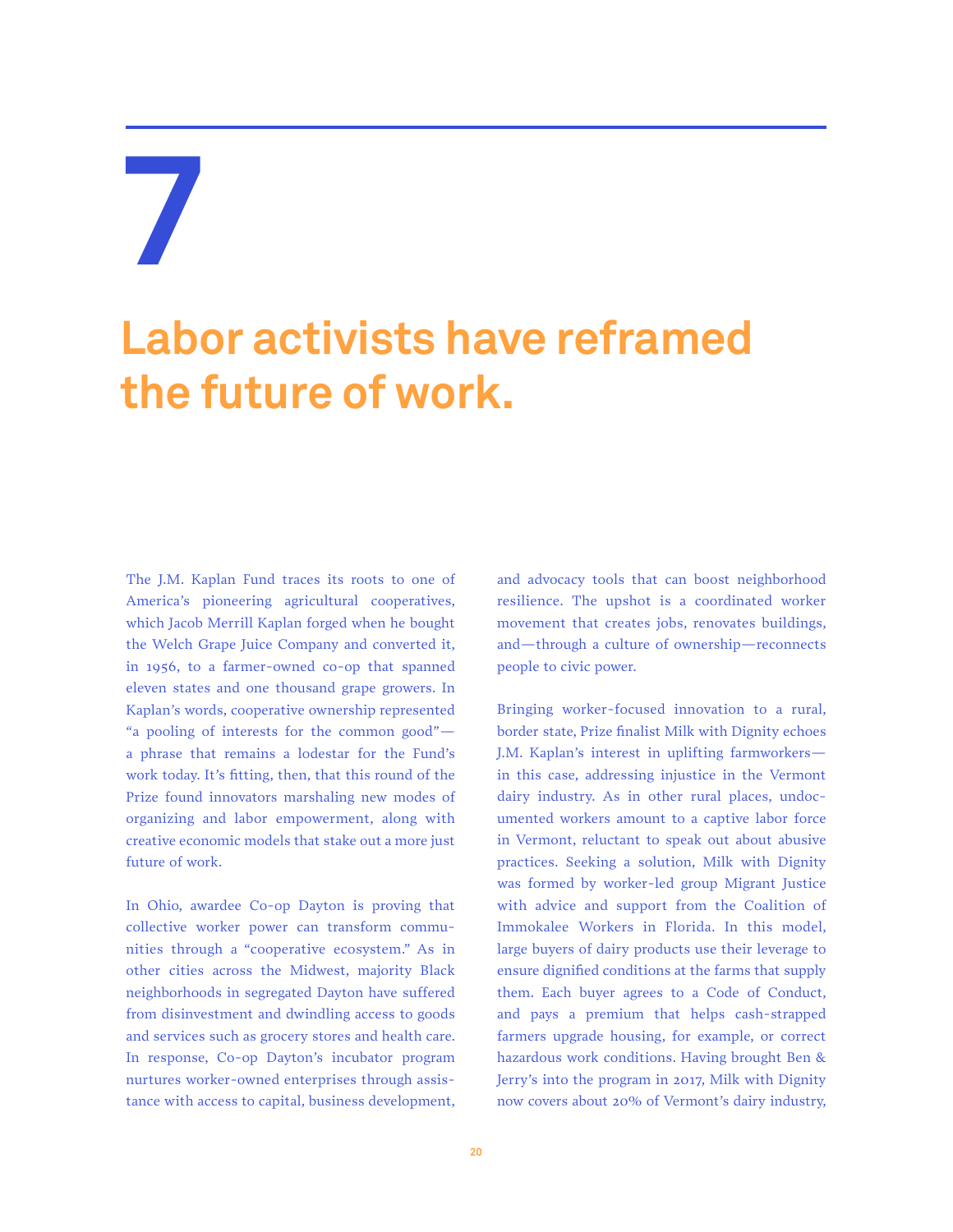# 7

## Labor activists have reframed the future of work.

The J.M. Kaplan Fund traces its roots to one of America's pioneering agricultural cooperatives, which Jacob Merrill Kaplan forged when he bought the Welch Grape Juice Company and converted it, in 1956, to a farmer-owned co-op that spanned eleven states and one thousand grape growers. In Kaplan's words, cooperative ownership represented "a pooling of interests for the common good"—a phrase that remains a lodestar for the Fund's work today. It's fitting, then, that this round of the Prize found innovators marshaling new modes of organizing and labor empowerment, along with creative economic models that stake out a more just future of work.

In Ohio, awardee Co-op Dayton is proving that collective worker power can transform communities through a "cooperative ecosystem." As in other cities across the Midwest, majority Black neighborhoods in segregated Dayton have suffered from disinvestment and dwindling access to goods and services such as grocery stores and health care. In response, Co-op Dayton's incubator program nurtures worker-owned enterprises through assistance with access to capital, business development, and advocacy tools that can boost neighborhood resilience. The upshot is a coordinated worker movement that creates jobs, renovates buildings, and—through a culture of ownership—reconnects people to civic power.

Bringing worker-focused innovation to a rural, border state, Prize finalist Milk with Dignity echoes J.M. Kaplan's interest in uplifting farmworkers—in this case, addressing injustice in the Vermont dairy industry. As in other rural places, undocumented workers amount to a captive labor force in Vermont, reluctant to speak out about abusive practices. Seeking a solution, Milk with Dignity was formed by worker-led group Migrant Justice with advice and support from the Coalition of Immokalee Workers in Florida. In this model, large buyers of dairy products use their leverage to ensure dignified conditions at the farms that supply them. Each buyer agrees to a Code of Conduct, and pays a premium that helps cash-strapped farmers upgrade housing, for example, or correct hazardous work conditions. Having brought Ben & Jerry's into the program in 2017, Milk with Dignity now covers about 20% of Vermont's dairy industry,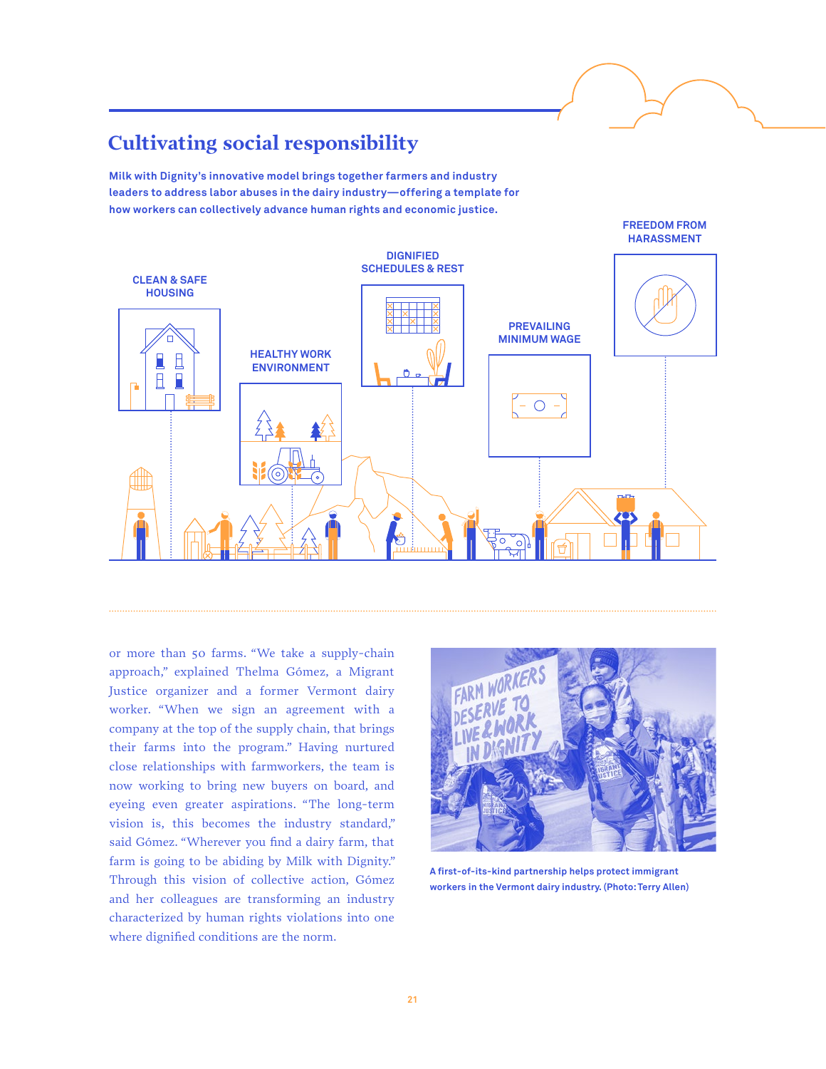## Cultivating social responsibility

**Milk with Dignity's innovative model brings together farmers and industry leaders to address labor abuses in the dairy industry—offering a template for how workers can collectively advance human rights and economic justice.**

CLEAN & SAFE HOUSING

HEALTHY WORK ENVIRONMENT

DIGNIFIED SCHEDULES & REST

PREVAILING MINIMUM WAGE

FREEDOM FROM HARASSMENT

or more than 50 farms. "We take a supply-chain approach," explained Thelma Gómez, a Migrant Justice organizer and a former Vermont dairy worker. "When we sign an agreement with a company at the top of the supply chain, that brings their farms into the program." Having nurtured close relationships with farmworkers, the team is now working to bring new buyers on board, and eyeing even greater aspirations. "The long-term vision is, this becomes the industry standard," said Gómez. "Wherever you find a dairy farm, that farm is going to be abiding by Milk with Dignity." Through this vision of collective action, Gómez and her colleagues are transforming an industry characterized by human rights violations into one where dignified conditions are the norm.

A first-of-its-kind partnership helps protect immigrant workers in the Vermont dairy industry. (Photo: Terry Allen)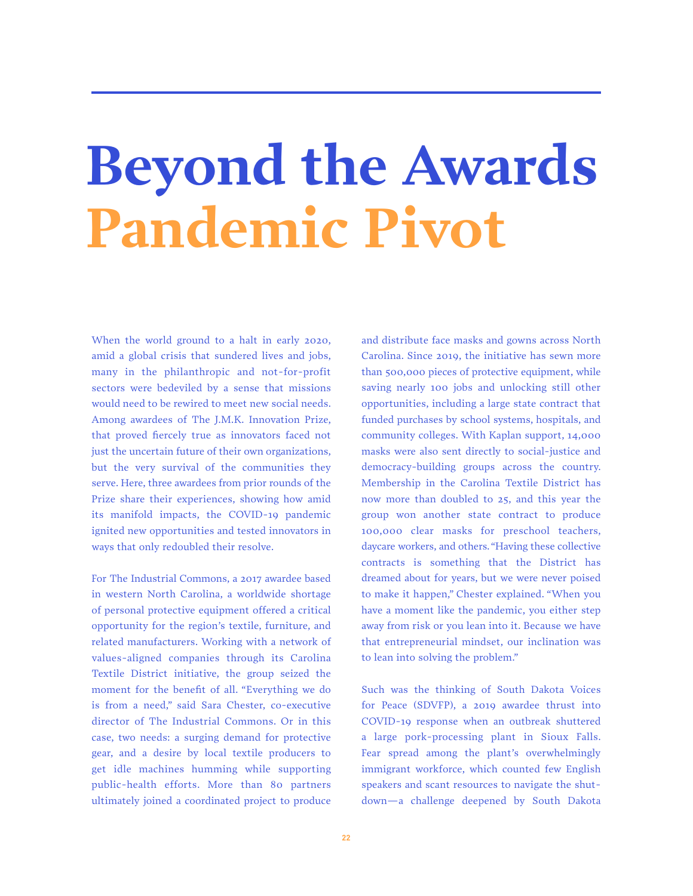# Beyond the Awards
# Pandemic Pivot

When the world ground to a halt in early 2020, amid a global crisis that sundered lives and jobs, many in the philanthropic and not-for-profit sectors were bedeviled by a sense that missions would need to be rewired to meet new social needs. Among awardees of The J.M.K. Innovation Prize, that proved fiercely true as innovators faced not just the uncertain future of their own organizations, but the very survival of the communities they serve. Here, three awardees from prior rounds of the Prize share their experiences, showing how amid its manifold impacts, the COVID-19 pandemic ignited new opportunities and tested innovators in ways that only redoubled their resolve.

For The Industrial Commons, a 2017 awardee based in western North Carolina, a worldwide shortage of personal protective equipment offered a critical opportunity for the region's textile, furniture, and related manufacturers. Working with a network of values-aligned companies through its Carolina Textile District initiative, the group seized the moment for the benefit of all. "Everything we do is from a need," said Sara Chester, co-executive director of The Industrial Commons. Or in this case, two needs: a surging demand for protective gear, and a desire by local textile producers to get idle machines humming while supporting public-health efforts. More than 80 partners ultimately joined a coordinated project to produce and distribute face masks and gowns across North Carolina. Since 2019, the initiative has sewn more than 500,000 pieces of protective equipment, while saving nearly 100 jobs and unlocking still other opportunities, including a large state contract that funded purchases by school systems, hospitals, and community colleges. With Kaplan support, 14,000 masks were also sent directly to social-justice and democracy-building groups across the country. Membership in the Carolina Textile District has now more than doubled to 25, and this year the group won another state contract to produce 100,000 clear masks for preschool teachers, daycare workers, and others. "Having these collective contracts is something that the District has dreamed about for years, but we were never poised to make it happen," Chester explained. "When you have a moment like the pandemic, you either step away from risk or you lean into it. Because we have that entrepreneurial mindset, our inclination was to lean into solving the problem."

Such was the thinking of South Dakota Voices for Peace (SDVFP), a 2019 awardee thrust into COVID-19 response when an outbreak shuttered a large pork-processing plant in Sioux Falls. Fear spread among the plant's overwhelmingly immigrant workforce, which counted few English speakers and scant resources to navigate the shut-down—a challenge deepened by South Dakota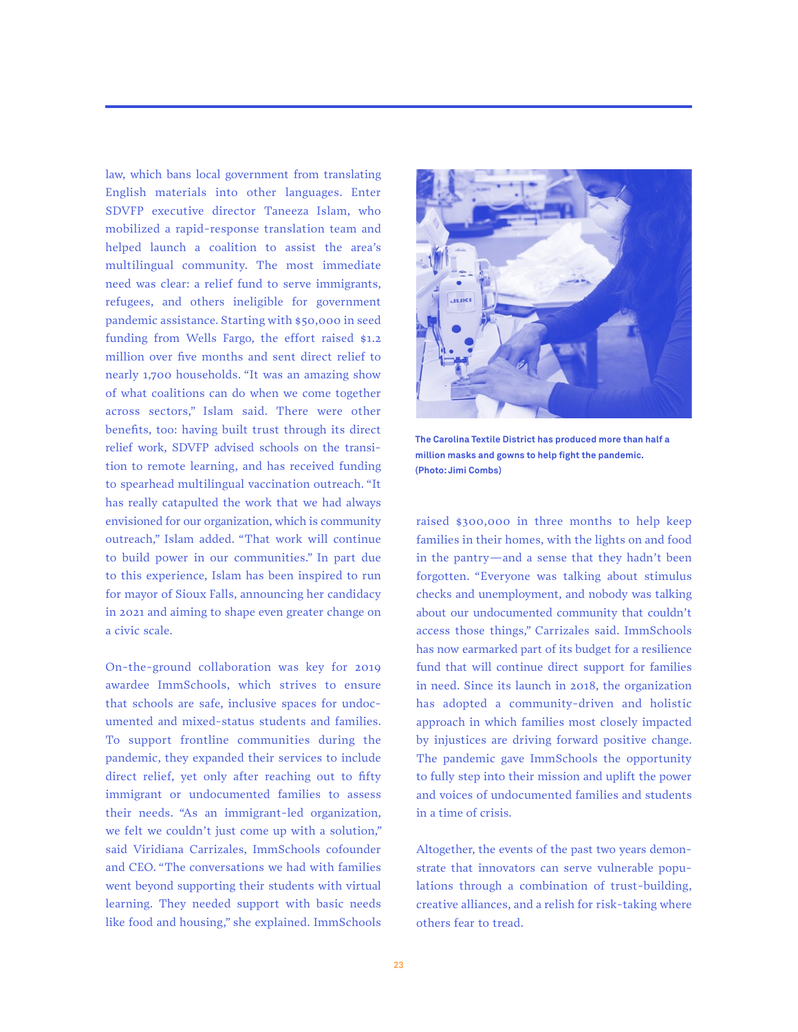law, which bans local government from translating English materials into other languages. Enter SDVFP executive director Taneeza Islam, who mobilized a rapid-response translation team and helped launch a coalition to assist the area's multilingual community. The most immediate need was clear: a relief fund to serve immigrants, refugees, and others ineligible for government pandemic assistance. Starting with $50,000 in seed funding from Wells Fargo, the effort raised $1.2 million over five months and sent direct relief to nearly 1,700 households. "It was an amazing show of what coalitions can do when we come together across sectors," Islam said. There were other benefits, too: having built trust through its direct relief work, SDVFP advised schools on the transition to remote learning, and has received funding to spearhead multilingual vaccination outreach. "It has really catapulted the work that we had always envisioned for our organization, which is community outreach," Islam added. "That work will continue to build power in our communities." In part due to this experience, Islam has been inspired to run for mayor of Sioux Falls, announcing her candidacy in 2021 and aiming to shape even greater change on a civic scale.

On-the-ground collaboration was key for 2019 awardee ImmSchools, which strives to ensure that schools are safe, inclusive spaces for undocumented and mixed-status students and families. To support frontline communities during the pandemic, they expanded their services to include direct relief, yet only after reaching out to fifty immigrant or undocumented families to assess their needs. "As an immigrant-led organization, we felt we couldn't just come up with a solution," said Viridiana Carrizales, ImmSchools cofounder and CEO. "The conversations we had with families went beyond supporting their students with virtual learning. They needed support with basic needs like food and housing," she explained. ImmSchools raised $300,000 in three months to help keep families in their homes, with the lights on and food in the pantry—and a sense that they hadn't been forgotten. "Everyone was talking about stimulus checks and unemployment, and nobody was talking about our undocumented community that couldn't access those things," Carrizales said. ImmSchools has now earmarked part of its budget for a resilience fund that will continue direct support for families in need. Since its launch in 2018, the organization has adopted a community-driven and holistic approach in which families most closely impacted by injustices are driving forward positive change. The pandemic gave ImmSchools the opportunity to fully step into their mission and uplift the power and voices of undocumented families and students in a time of crisis.

**The Carolina Textile District has produced more than half a million masks and gowns to help fight the pandemic. (Photo: Jimi Combs)**

Altogether, the events of the past two years demonstrate that innovators can serve vulnerable populations through a combination of trust-building, creative alliances, and a relish for risk-taking where others fear to tread.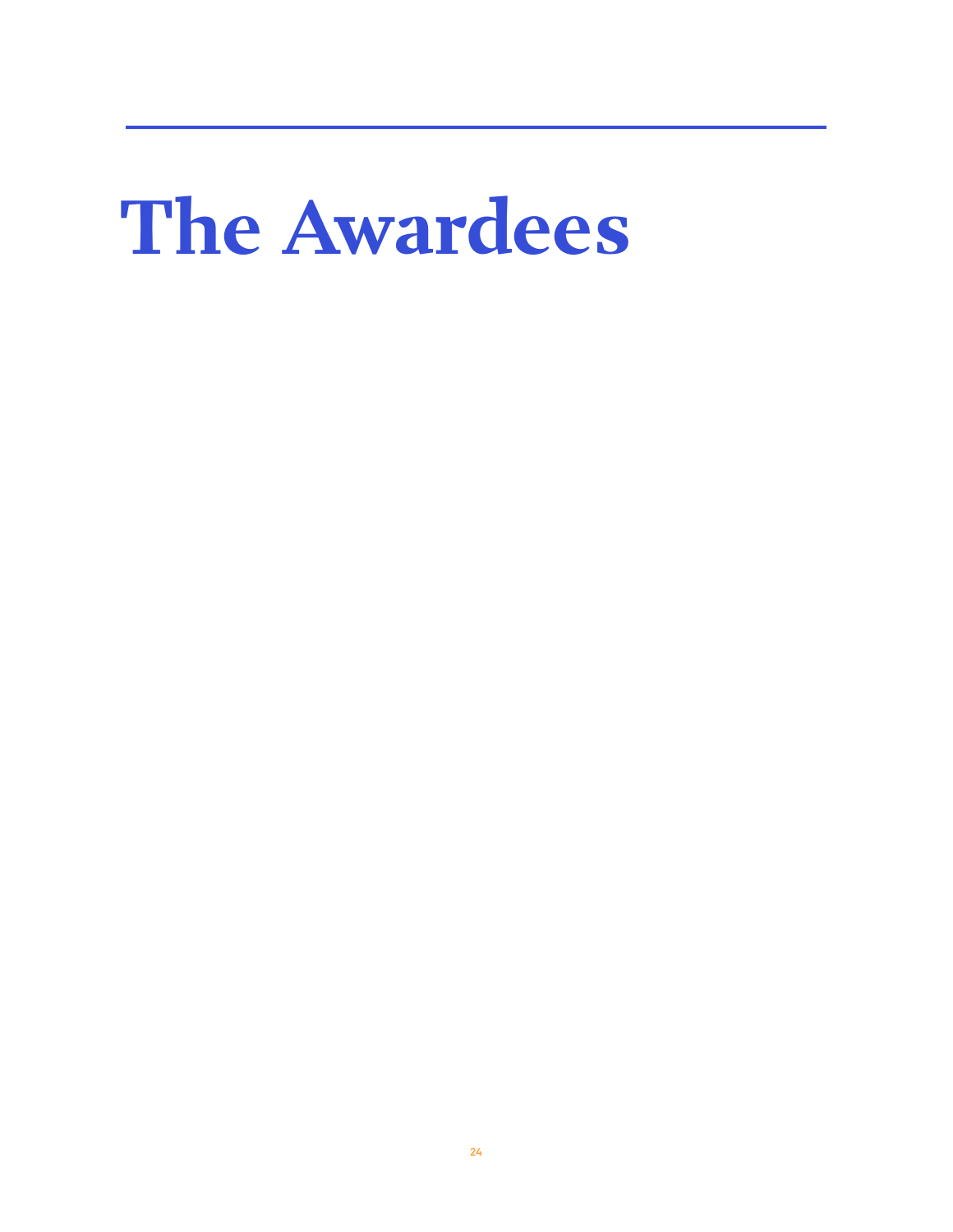# The Awardees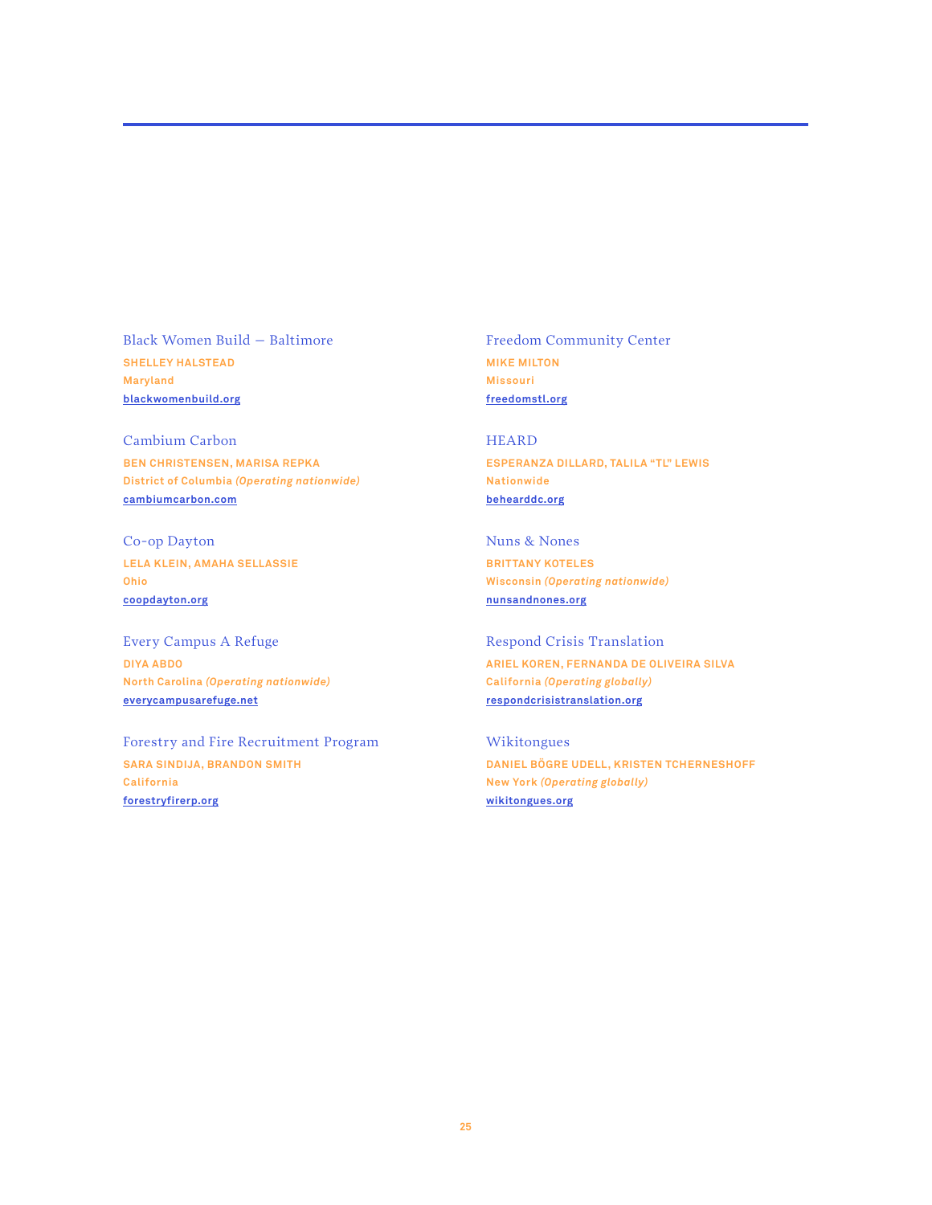### Black Women Build — Baltimore

**SHELLEY HALSTEAD**
**Maryland**
[blackwomenbuild.org](blackwomenbuild.org)

### Cambium Carbon

**BEN CHRISTENSEN, MARISA REPKA**
**District of Columbia *(Operating nationwide)***
[cambiumcarbon.com](cambiumcarbon.com)

### Co-op Dayton

**LELA KLEIN, AMAHA SELLASSIE**
**Ohio**
[coopdayton.org](coopdayton.org)

### Every Campus A Refuge

**DIYA ABDO**
**North Carolina *(Operating nationwide)***
[everycampusarefuge.net](everycampusarefuge.net)

### Forestry and Fire Recruitment Program

**SARA SINDIJA, BRANDON SMITH**
**California**
[forestryfirerp.org](forestryfirerp.org)

### Freedom Community Center

**MIKE MILTON**
**Missouri**
[freedomstl.org](freedomstl.org)

### HEARD

**ESPERANZA DILLARD, TALILA "TL" LEWIS**
**Nationwide**
[behearddc.org](behearddc.org)

### Nuns & Nones

**BRITTANY KOTELES**
**Wisconsin *(Operating nationwide)***
[nunsandnones.org](nunsandnones.org)

### Respond Crisis Translation

**ARIEL KOREN, FERNANDA DE OLIVEIRA SILVA**
**California *(Operating globally)***
[respondcrisistranslation.org](respondcrisistranslation.org)

### Wikitongues

**DANIEL BÖGRE UDELL, KRISTEN TCHERNESHOFF**
**New York *(Operating globally)***
[wikitongues.org](wikitongues.org)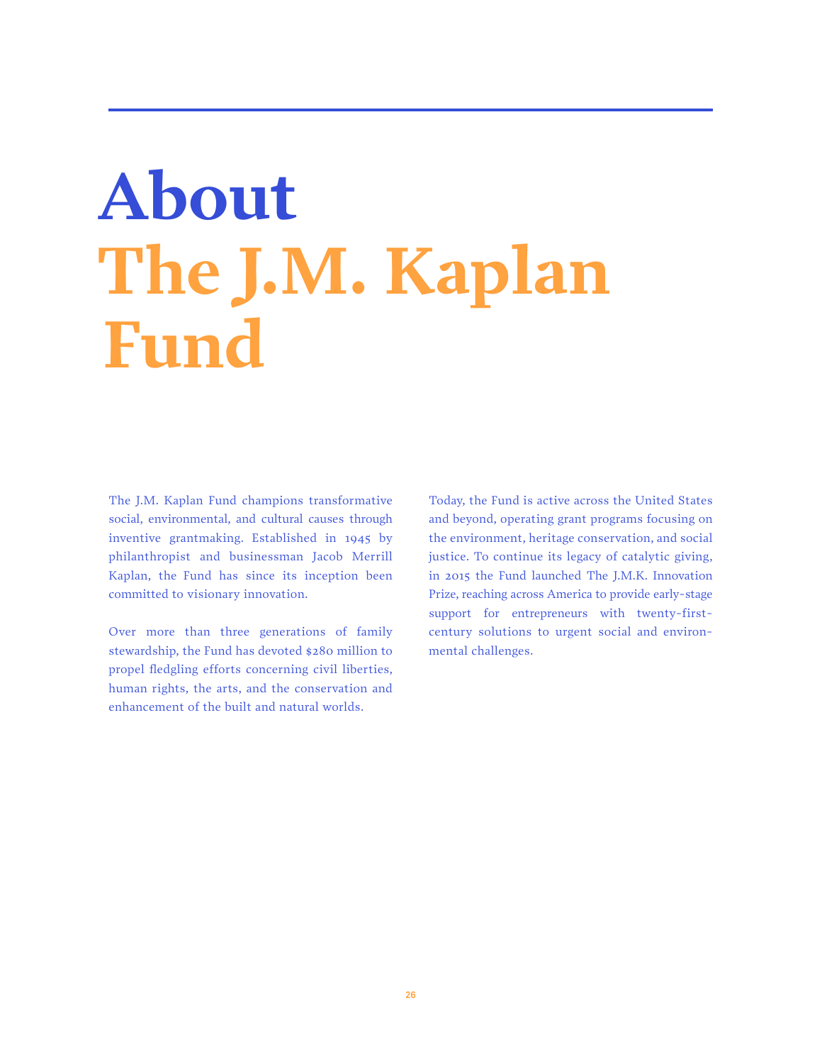# About The J.M. Kaplan Fund

The J.M. Kaplan Fund champions transformative social, environmental, and cultural causes through inventive grantmaking. Established in 1945 by philanthropist and businessman Jacob Merrill Kaplan, the Fund has since its inception been committed to visionary innovation.

Over more than three generations of family stewardship, the Fund has devoted $280 million to propel fledgling efforts concerning civil liberties, human rights, the arts, and the conservation and enhancement of the built and natural worlds.

Today, the Fund is active across the United States and beyond, operating grant programs focusing on the environment, heritage conservation, and social justice. To continue its legacy of catalytic giving, in 2015 the Fund launched The J.M.K. Innovation Prize, reaching across America to provide early-stage support for entrepreneurs with twenty-first-century solutions to urgent social and environmental challenges.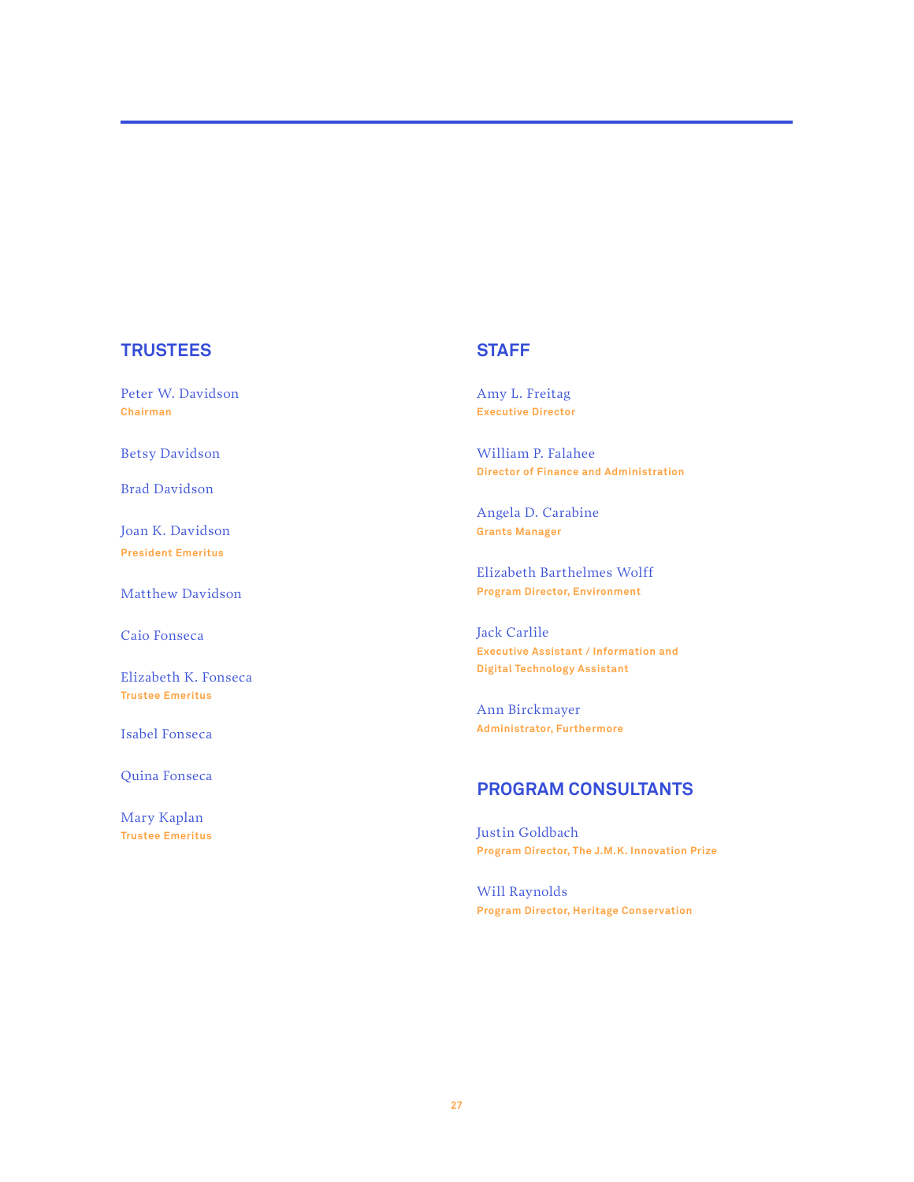## TRUSTEES

Peter W. Davidson
**Chairman**

Betsy Davidson

Brad Davidson

Joan K. Davidson
**President Emeritus**

Matthew Davidson

Caio Fonseca

Elizabeth K. Fonseca
**Trustee Emeritus**

Isabel Fonseca

Quina Fonseca

Mary Kaplan
**Trustee Emeritus**

## STAFF

Amy L. Freitag
**Executive Director**

William P. Falahee
**Director of Finance and Administration**

Angela D. Carabine
**Grants Manager**

Elizabeth Barthelmes Wolff
**Program Director, Environment**

Jack Carlile
**Executive Assistant / Information and Digital Technology Assistant**

Ann Birckmayer
**Administrator, Furthermore**

## PROGRAM CONSULTANTS

Justin Goldbach
**Program Director, The J.M.K. Innovation Prize**

Will Raynolds
**Program Director, Heritage Conservation**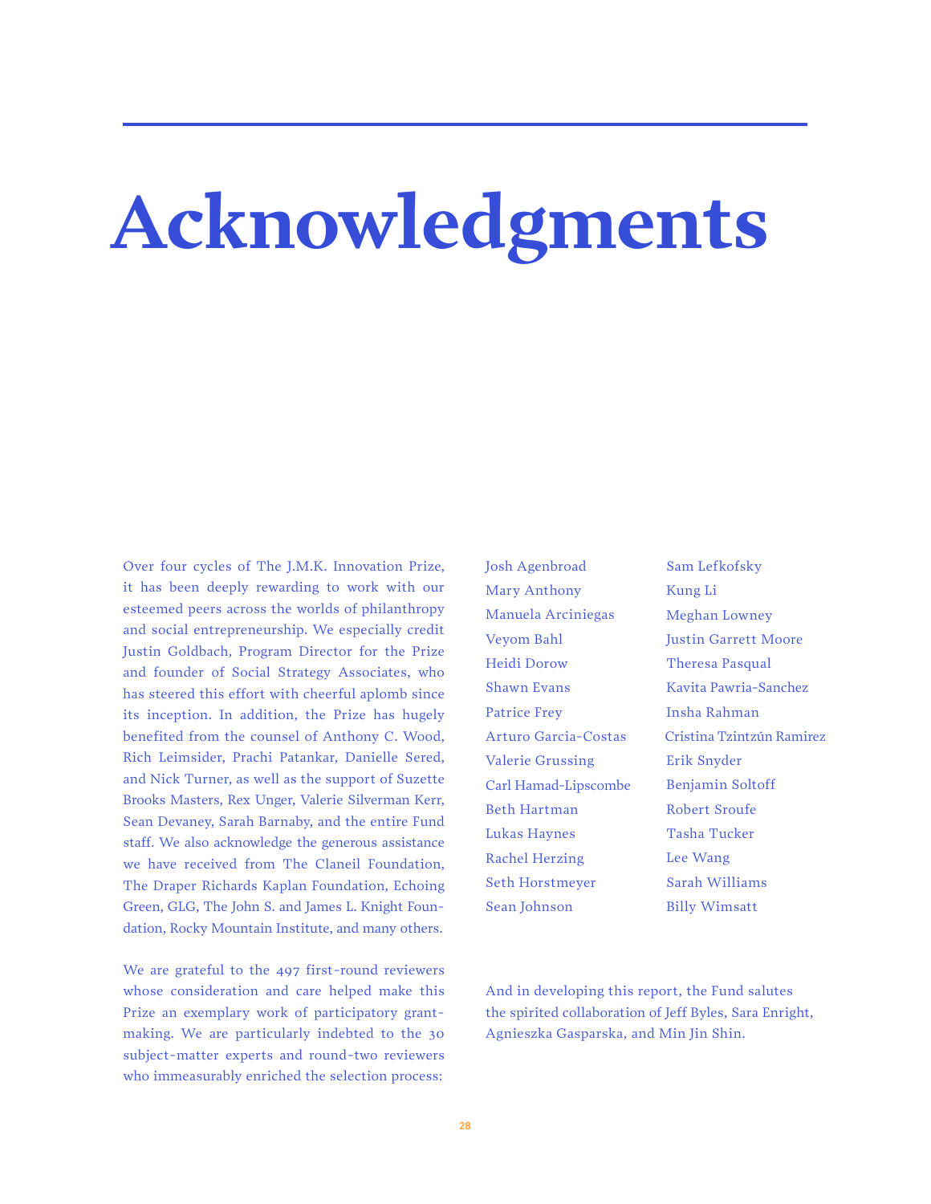# Acknowledgments

Over four cycles of The J.M.K. Innovation Prize, it has been deeply rewarding to work with our esteemed peers across the worlds of philanthropy and social entrepreneurship. We especially credit Justin Goldbach, Program Director for the Prize and founder of Social Strategy Associates, who has steered this effort with cheerful aplomb since its inception. In addition, the Prize has hugely benefited from the counsel of Anthony C. Wood, Rich Leimsider, Prachi Patankar, Danielle Sered, and Nick Turner, as well as the support of Suzette Brooks Masters, Rex Unger, Valerie Silverman Kerr, Sean Devaney, Sarah Barnaby, and the entire Fund staff. We also acknowledge the generous assistance we have received from The Claneil Foundation, The Draper Richards Kaplan Foundation, Echoing Green, GLG, The John S. and James L. Knight Foundation, Rocky Mountain Institute, and many others.

We are grateful to the 497 first-round reviewers whose consideration and care helped make this Prize an exemplary work of participatory grantmaking. We are particularly indebted to the 30 subject-matter experts and round-two reviewers who immeasurably enriched the selection process:

Josh Agenbroad
Mary Anthony
Manuela Arciniegas
Veyom Bahl
Heidi Dorow
Shawn Evans
Patrice Frey
Arturo Garcia-Costas
Valerie Grussing
Carl Hamad-Lipscombe
Beth Hartman
Lukas Haynes
Rachel Herzing
Seth Horstmeyer
Sean Johnson
Sam Lefkofsky
Kung Li
Meghan Lowney
Justin Garrett Moore
Theresa Pasqual
Kavita Pawria-Sanchez
Insha Rahman
Cristina Tzintzún Ramirez
Erik Snyder
Benjamin Soltoff
Robert Sroufe
Tasha Tucker
Lee Wang
Sarah Williams
Billy Wimsatt

And in developing this report, the Fund salutes the spirited collaboration of Jeff Byles, Sara Enright, Agnieszka Gasparska, and Min Jin Shin.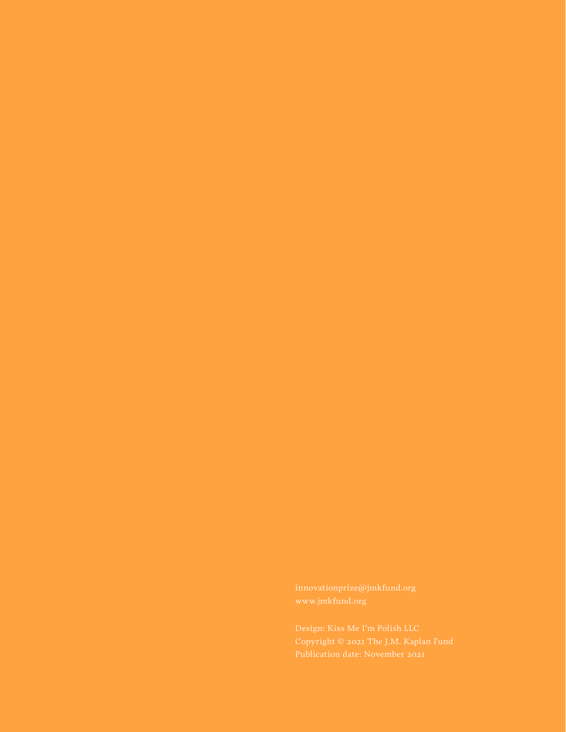innovationprize@jmkfund.org
www.jmkfund.org

Design: Kiss Me I'm Polish LLC
Copyright © 2021 The J.M. Kaplan Fund
Publication date: November 2021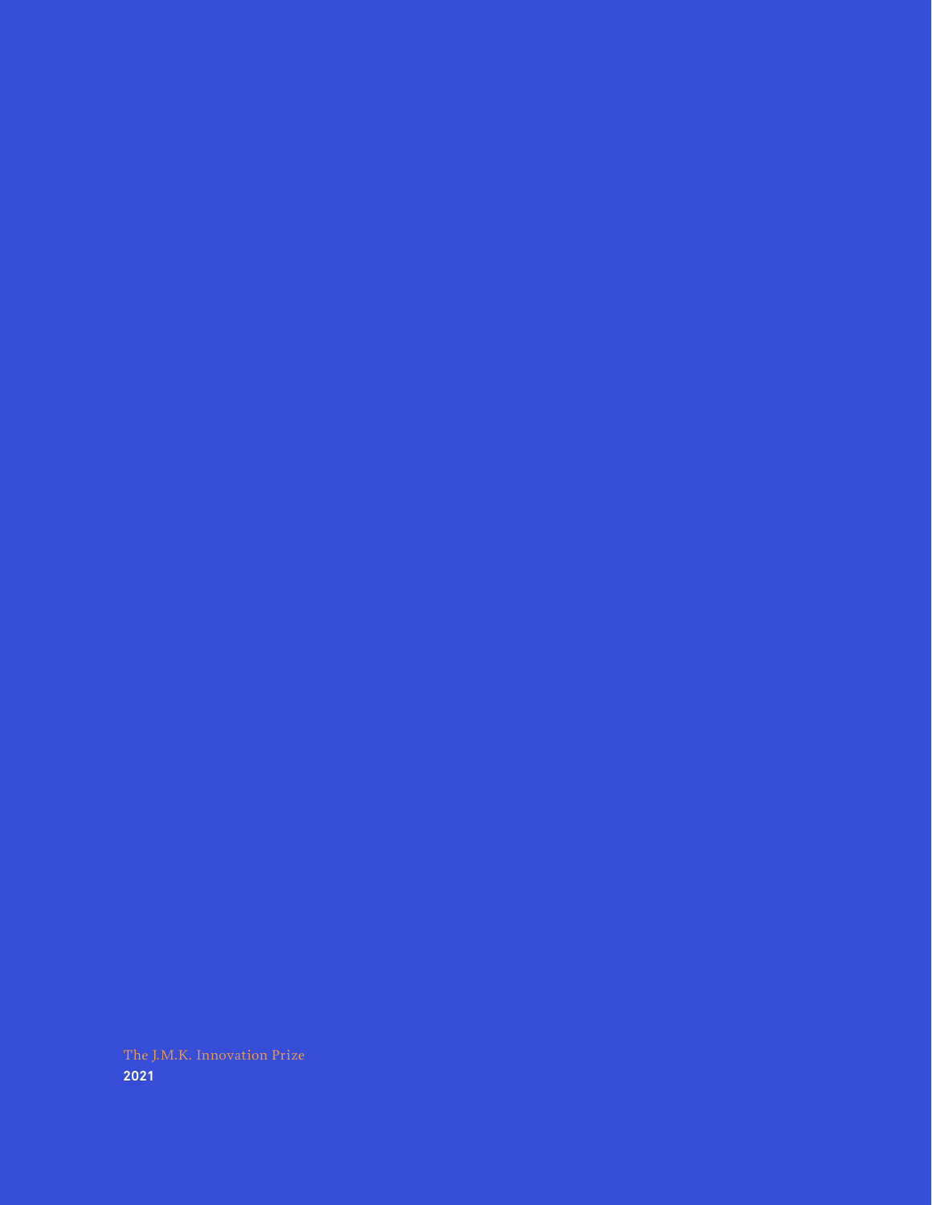The J.M.K. Innovation Prize

**2021**